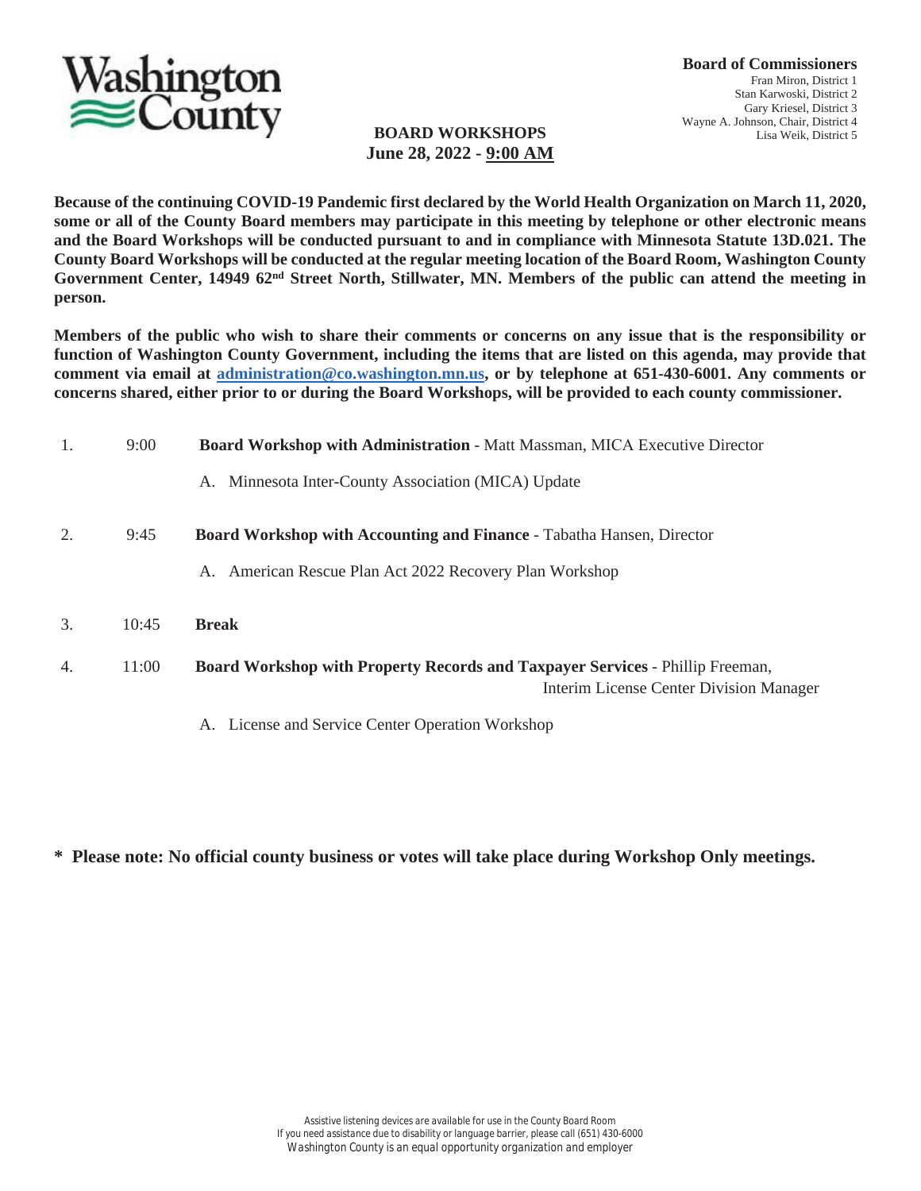Washington County

**Board of Commissioners**
Fran Miron, District 1
Stan Karwoski, District 2
Gary Kriesel, District 3
Wayne A. Johnson, Chair, District 4
Lisa Weik, District 5

# BOARD WORKSHOPS
## June 28, 2022 - 9:00 AM

**Because of the continuing COVID-19 Pandemic first declared by the World Health Organization on March 11, 2020, some or all of the County Board members may participate in this meeting by telephone or other electronic means and the Board Workshops will be conducted pursuant to and in compliance with Minnesota Statute 13D.021. The County Board Workshops will be conducted at the regular meeting location of the Board Room, Washington County Government Center, 14949 62nd Street North, Stillwater, MN. Members of the public can attend the meeting in person.**

**Members of the public who wish to share their comments or concerns on any issue that is the responsibility or function of Washington County Government, including the items that are listed on this agenda, may provide that comment via email at administration@co.washington.mn.us, or by telephone at 651-430-6001. Any comments or concerns shared, either prior to or during the Board Workshops, will be provided to each county commissioner.**

1. 9:00 **Board Workshop with Administration** - Matt Massman, MICA Executive Director

   A. Minnesota Inter-County Association (MICA) Update

2. 9:45 **Board Workshop with Accounting and Finance** - Tabatha Hansen, Director

   A. American Rescue Plan Act 2022 Recovery Plan Workshop

3. 10:45 **Break**

4. 11:00 **Board Workshop with Property Records and Taxpayer Services** - Phillip Freeman, Interim License Center Division Manager

   A. License and Service Center Operation Workshop

**\* Please note: No official county business or votes will take place during Workshop Only meetings.**

Assistive listening devices are available for use in the County Board Room
If you need assistance due to disability or language barrier, please call (651) 430-6000
Washington County is an equal opportunity organization and employer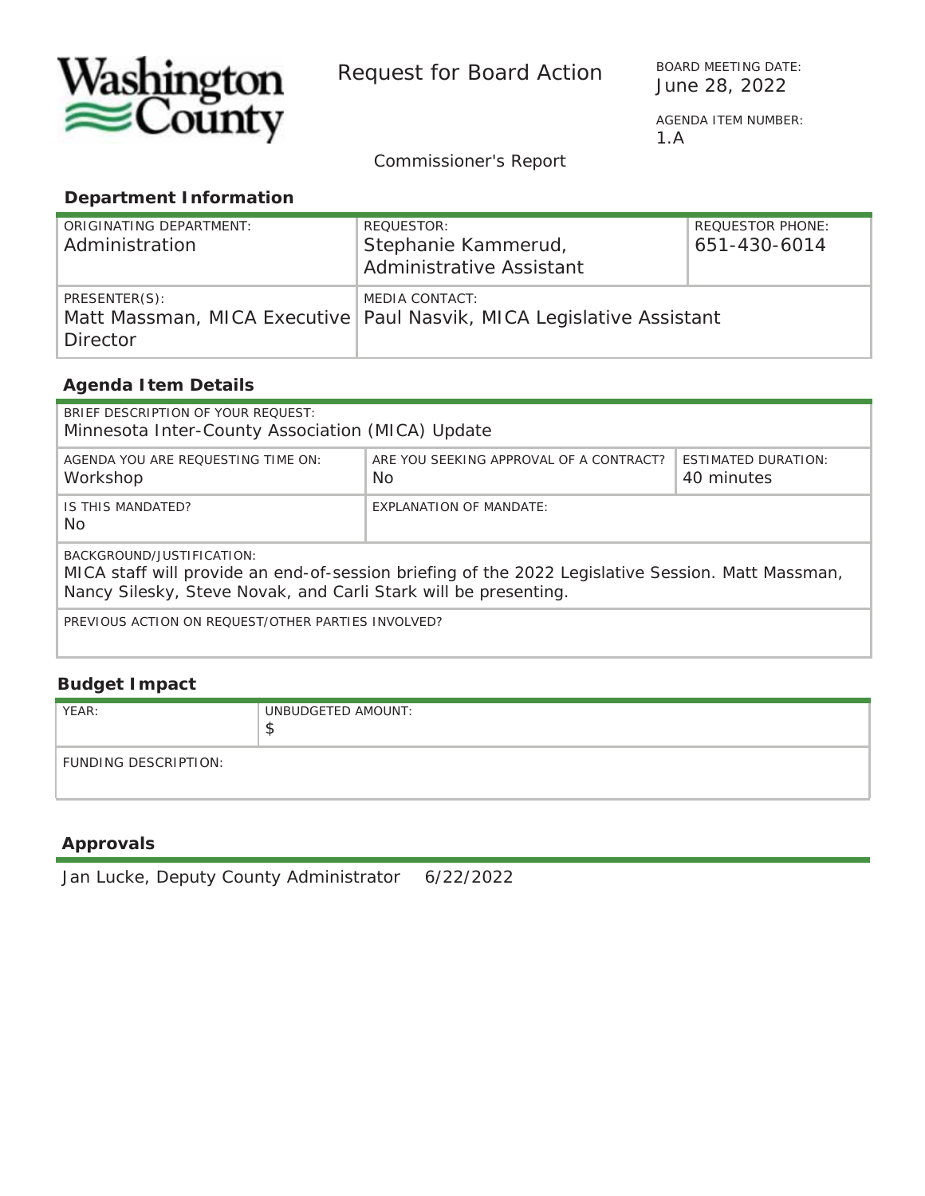Washington County

# Request for Board Action

BOARD MEETING DATE:
June 28, 2022

AGENDA ITEM NUMBER:
1.A

Commissioner's Report

## Department Information

| ORIGINATING DEPARTMENT: | REQUESTOR: | REQUESTOR PHONE: |
|---|---|---|
| Administration | Stephanie Kammerud, Administrative Assistant | 651-430-6014 |
| PRESENTER(S): | MEDIA CONTACT: | |
| Matt Massman, MICA Executive Director | Paul Nasvik, MICA Legislative Assistant | |

## Agenda Item Details

BRIEF DESCRIPTION OF YOUR REQUEST:
Minnesota Inter-County Association (MICA) Update

| AGENDA YOU ARE REQUESTING TIME ON: | ARE YOU SEEKING APPROVAL OF A CONTRACT? | ESTIMATED DURATION: |
|---|---|---|
| Workshop | No | 40 minutes |

| IS THIS MANDATED? | EXPLANATION OF MANDATE: |
|---|---|
| No | |

BACKGROUND/JUSTIFICATION:
MICA staff will provide an end-of-session briefing of the 2022 Legislative Session. Matt Massman, Nancy Silesky, Steve Novak, and Carli Stark will be presenting.

PREVIOUS ACTION ON REQUEST/OTHER PARTIES INVOLVED?

## Budget Impact

| YEAR: | UNBUDGETED AMOUNT: |
|---|---|
| | $ |

FUNDING DESCRIPTION:

## Approvals

Jan Lucke, Deputy County Administrator 6/22/2022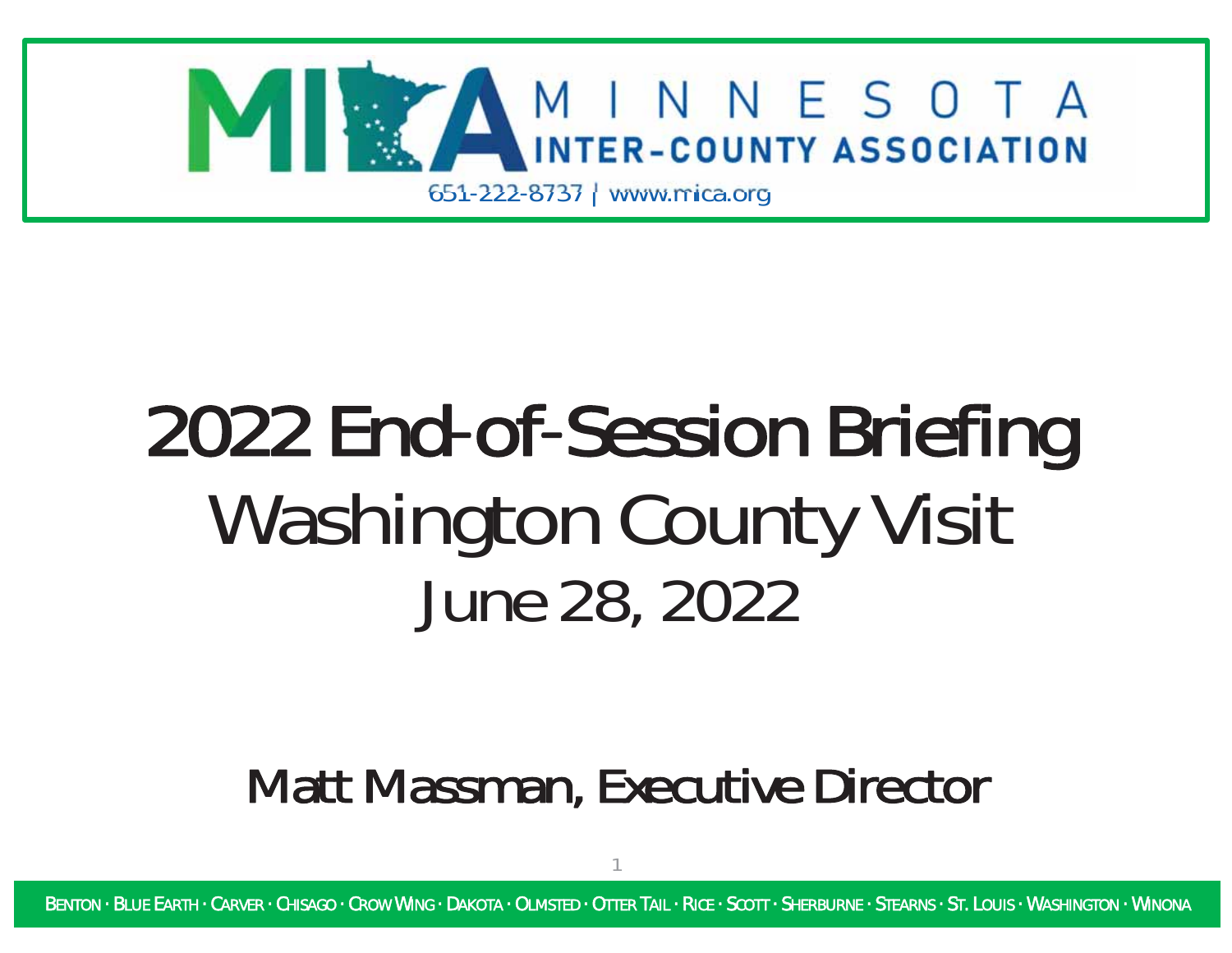MINNESOTA INTER-COUNTY ASSOCIATION

651-222-8737 | www.mica.org

# 2022 End-of-Session Briefing

## Washington County Visit

## June 28, 2022

**Matt Massman, Executive Director**

BENTON · BLUE EARTH · CARVER · CHISAGO · CROW WING · DAKOTA · OLMSTED · OTTER TAIL · RICE · SCOTT · SHERBURNE · STEARNS · ST. LOUIS · WASHINGTON · WINONA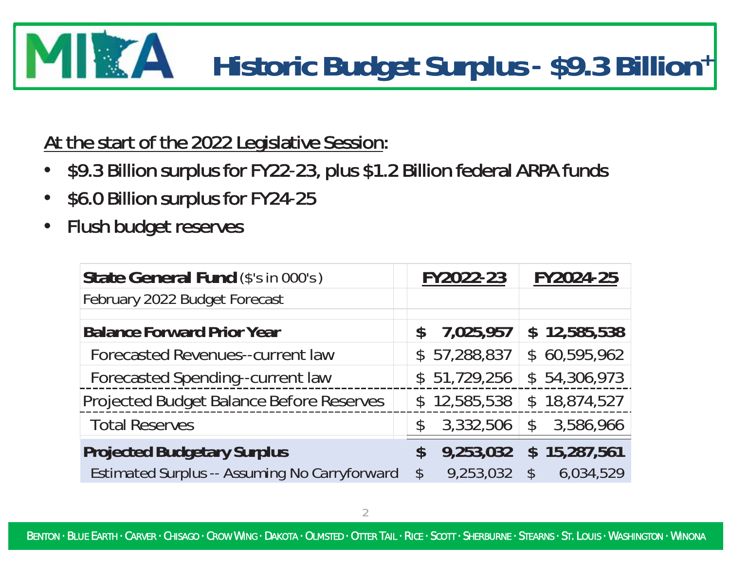# Historic Budget Surplus - $9.3 Billion+

<u>At the start of the 2022 Legislative Session:</u>

- $9.3 Billion surplus for FY22-23, plus $1.2 Billion federal ARPA funds
- $6.0 Billion surplus for FY24-25
- Flush budget reserves

| **State General Fund** ($'s in 000's) | **FY2022-23** | **FY2024-25** |
|---|---|---|
| February 2022 Budget Forecast | | |
| **Balance Forward Prior Year** | **$ 7,025,957** | **$ 12,585,538** |
| Forecasted Revenues--current law | $ 57,288,837 | $ 60,595,962 |
| Forecasted Spending--current law | $ 51,729,256 | $ 54,306,973 |
| Projected Budget Balance Before Reserves | $ 12,585,538 | $ 18,874,527 |
| Total Reserves | $ 3,332,506 | $ 3,586,966 |
| **Projected Budgetary Surplus** | **$ 9,253,032** | **$ 15,287,561** |
| Estimated Surplus -- Assuming No Carryforward | $ 9,253,032 | $ 6,034,529 |

BENTON · BLUE EARTH · CARVER · CHISAGO · CROW WING · DAKOTA · OLMSTED · OTTER TAIL · RICE · SCOTT · SHERBURNE · STEARNS · ST. LOUIS · WASHINGTON · WINONA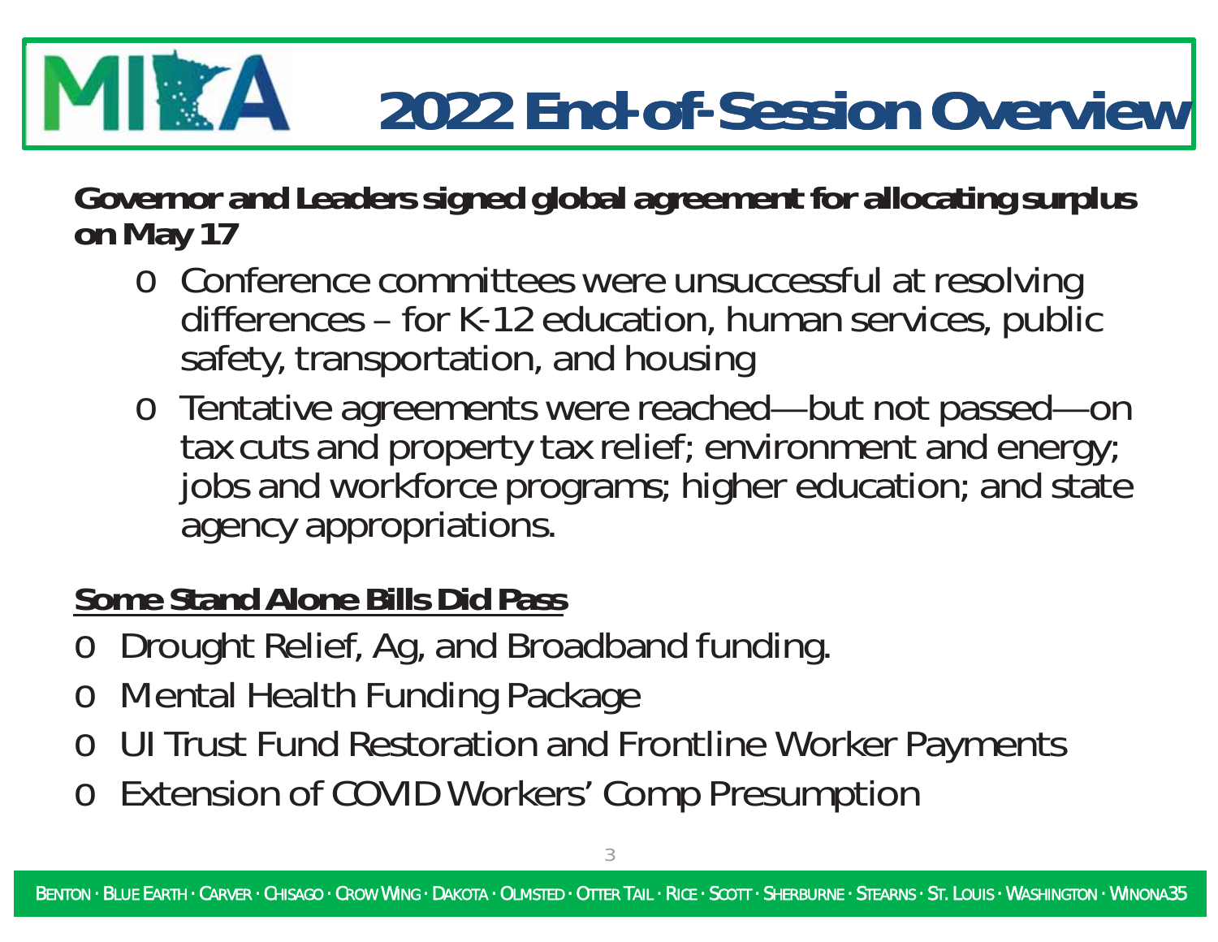# 2022 End-of-Session Overview

**Governor and Leaders signed global agreement for allocating surplus on May 17**

- Conference committees were unsuccessful at resolving differences – for K-12 education, human services, public safety, transportation, and housing
- Tentative agreements were reached—but not passed—on tax cuts and property tax relief; environment and energy; jobs and workforce programs; higher education; and state agency appropriations.

**Some Stand Alone Bills Did Pass**

- Drought Relief, Ag, and Broadband funding.
- Mental Health Funding Package
- UI Trust Fund Restoration and Frontline Worker Payments
- Extension of COVID Workers' Comp Presumption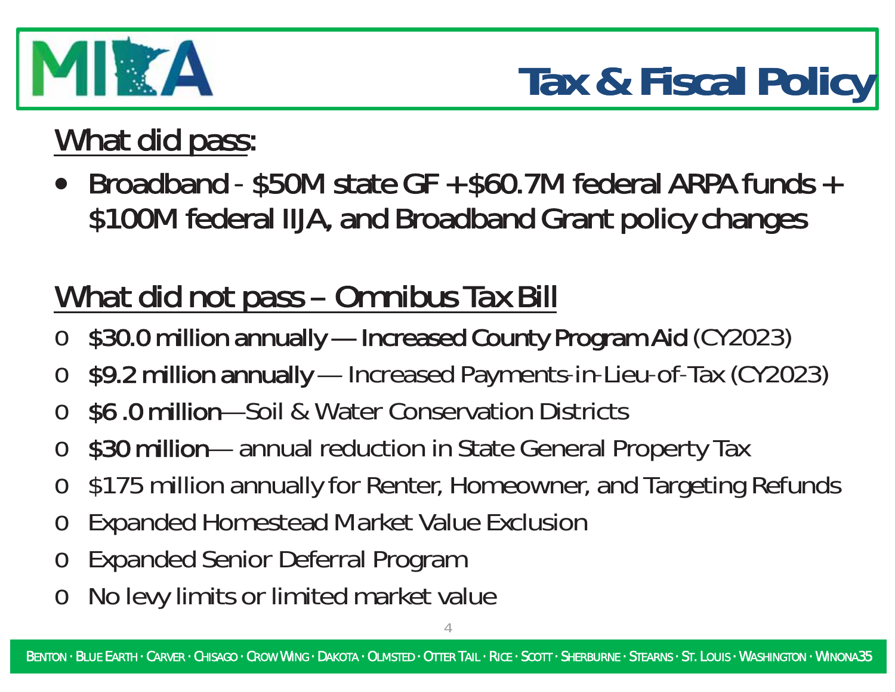# Tax & Fiscal Policy

## What did pass:

- **Broadband - $50M state GF + $60.7M federal ARPA funds + $100M federal IIJA, and Broadband Grant policy changes**

## What did not pass – Omnibus Tax Bill

- **$30.0 million annually — Increased County Program Aid** (CY2023)
- **$9.2 million annually** — Increased Payments-in-Lieu-of-Tax (CY2023)
- **$6 .0 million**—Soil & Water Conservation Districts
- **$30 million**— annual reduction in State General Property Tax
- $175 million annually for Renter, Homeowner, and Targeting Refunds
- Expanded Homestead Market Value Exclusion
- Expanded Senior Deferral Program
- No levy limits or limited market value

BENTON · BLUE EARTH · CARVER · CHISAGO · CROW WING · DAKOTA · OLMSTED · OTTER TAIL · RICE · SCOTT · SHERBURNE · STEARNS · ST. LOUIS · WASHINGTON · WINONA35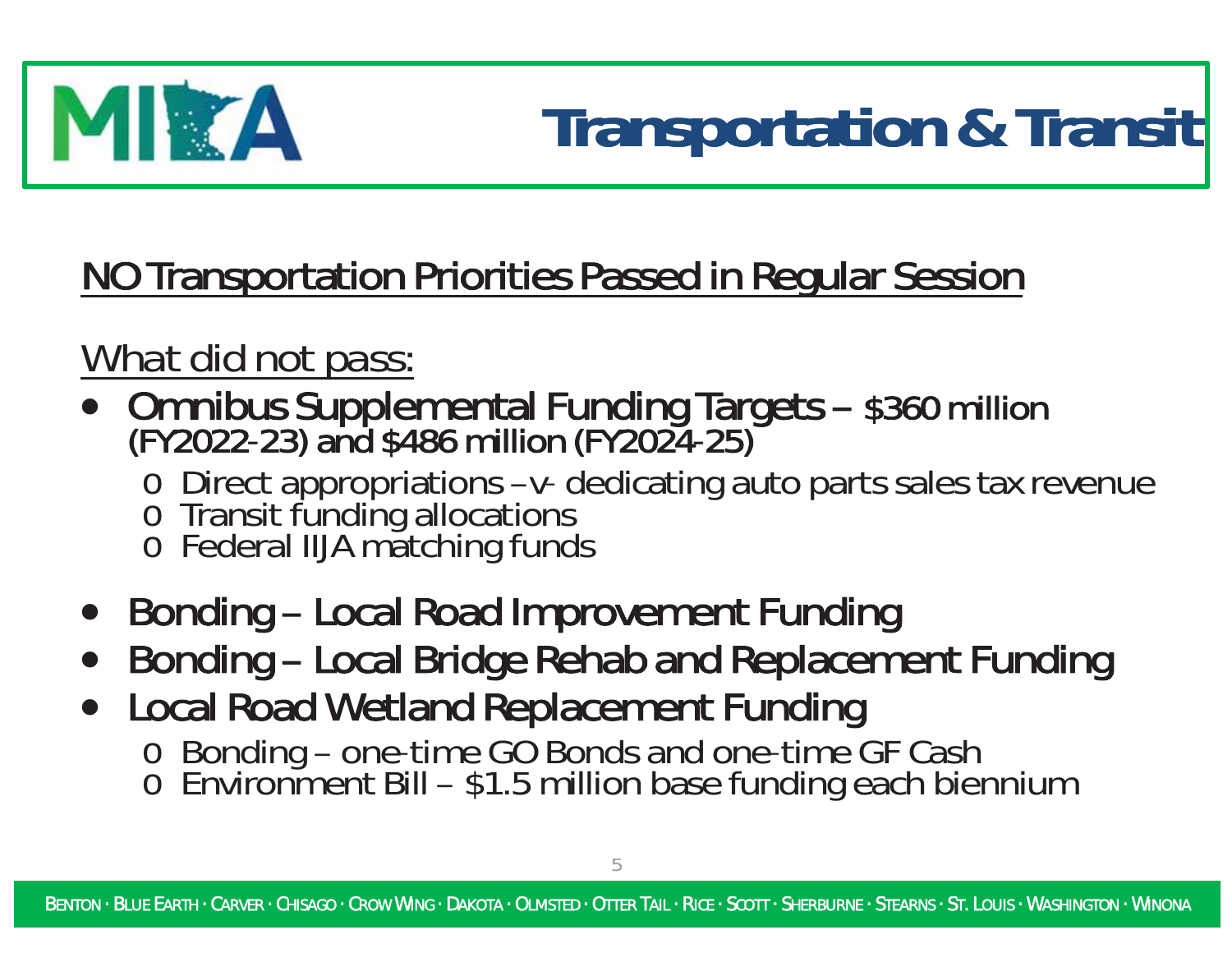# Transportation & Transit

NO Transportation Priorities Passed in Regular Session

What did not pass:

- **Omnibus Supplemental Funding Targets** – $360 million (FY2022-23) and $486 million (FY2024-25)
  - Direct appropriations –v- dedicating auto parts sales tax revenue
  - Transit funding allocations
  - Federal IIJA matching funds
- **Bonding – Local Road Improvement Funding**
- **Bonding – Local Bridge Rehab and Replacement Funding**
- **Local Road Wetland Replacement Funding**
  - Bonding – one-time GO Bonds and one-time GF Cash
  - Environment Bill – $1.5 million base funding each biennium

BENTON · BLUE EARTH · CARVER · CHISAGO · CROW WING · DAKOTA · OLMSTED · OTTER TAIL · RICE · SCOTT · SHERBURNE · STEARNS · ST. LOUIS · WASHINGTON · WINONA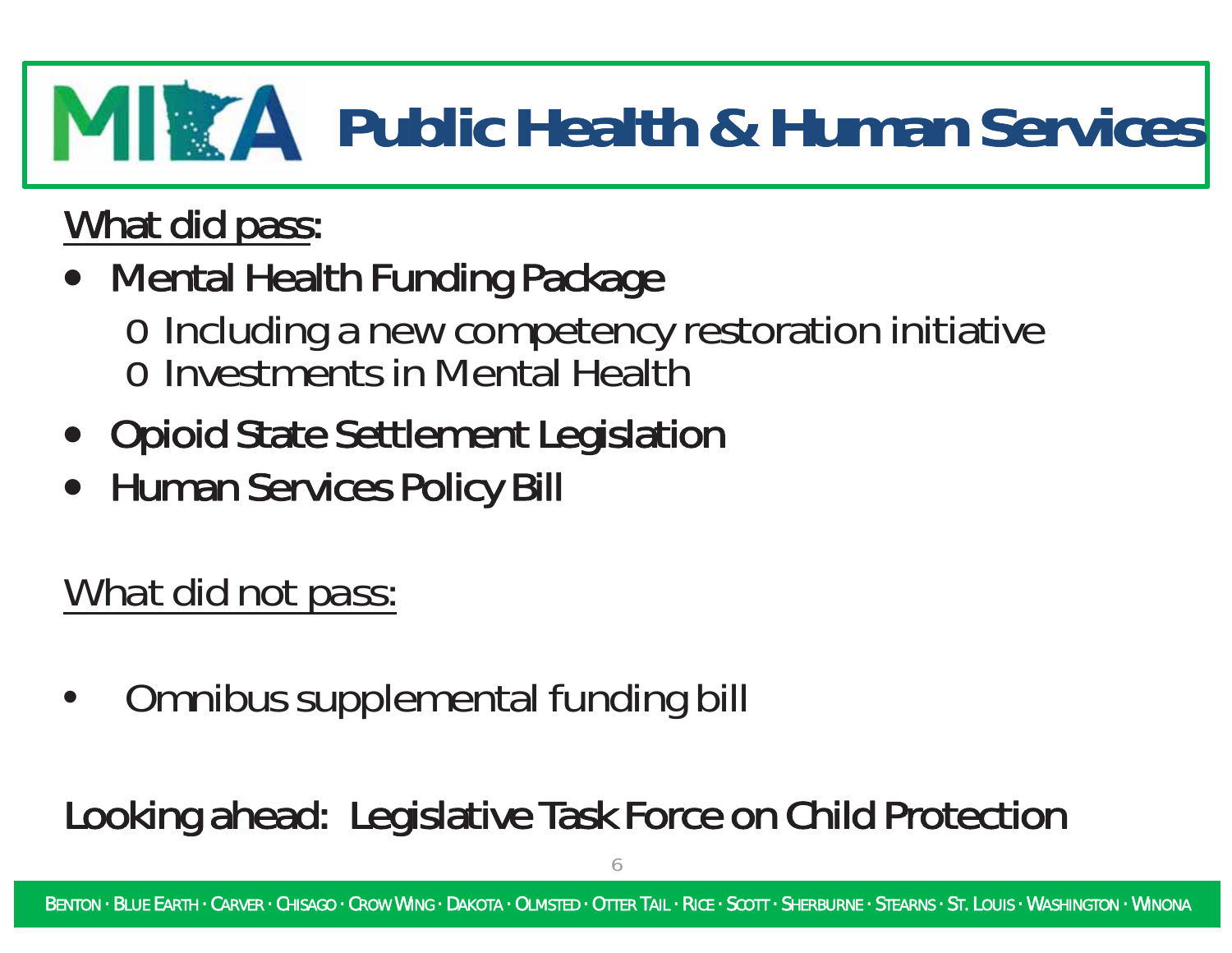# MICA Public Health & Human Services

**What did pass:**

- **Mental Health Funding Package**
  - Including a new competency restoration initiative
  - Investments in Mental Health
- **Opioid State Settlement Legislation**
- **Human Services Policy Bill**

What did not pass:

- Omnibus supplemental funding bill

**Looking ahead: Legislative Task Force on Child Protection**

BENTON · BLUE EARTH · CARVER · CHISAGO · CROW WING · DAKOTA · OLMSTED · OTTER TAIL · RICE · SCOTT · SHERBURNE · STEARNS · ST. LOUIS · WASHINGTON · WINONA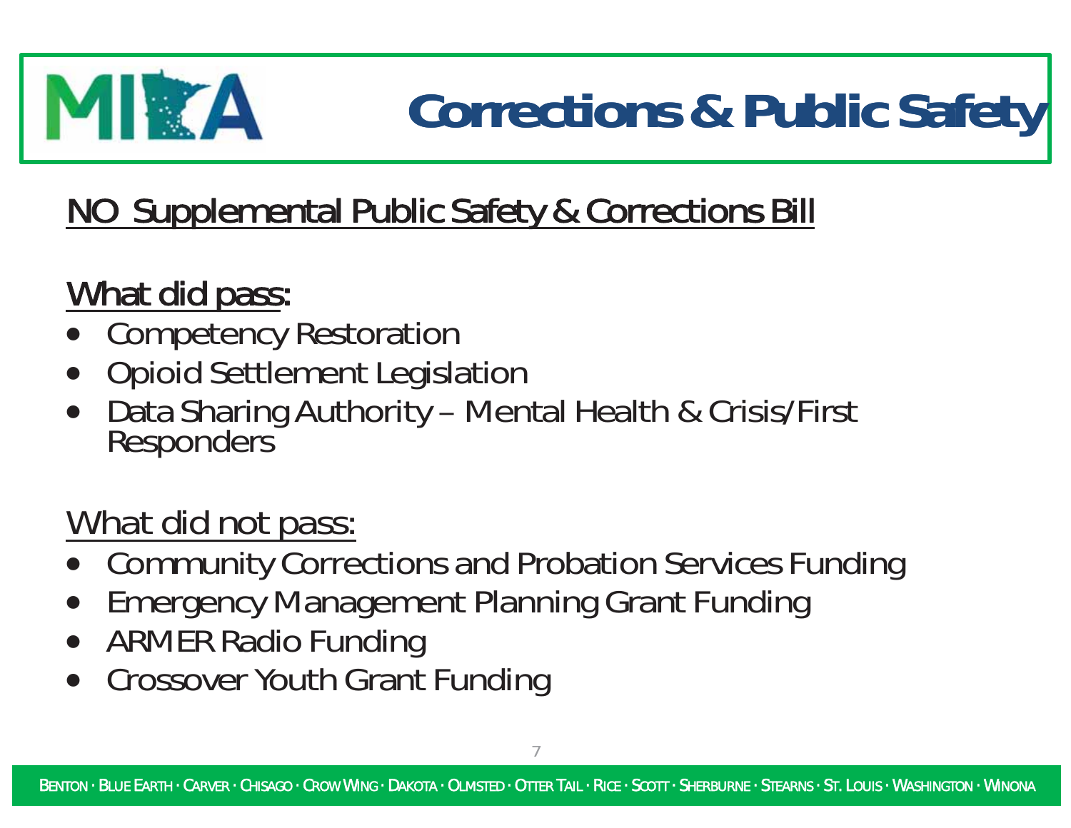# Corrections & Public Safety

NO Supplemental Public Safety & Corrections Bill

What did pass:

- Competency Restoration
- Opioid Settlement Legislation
- Data Sharing Authority – Mental Health & Crisis/First Responders

What did not pass:

- Community Corrections and Probation Services Funding
- Emergency Management Planning Grant Funding
- ARMER Radio Funding
- Crossover Youth Grant Funding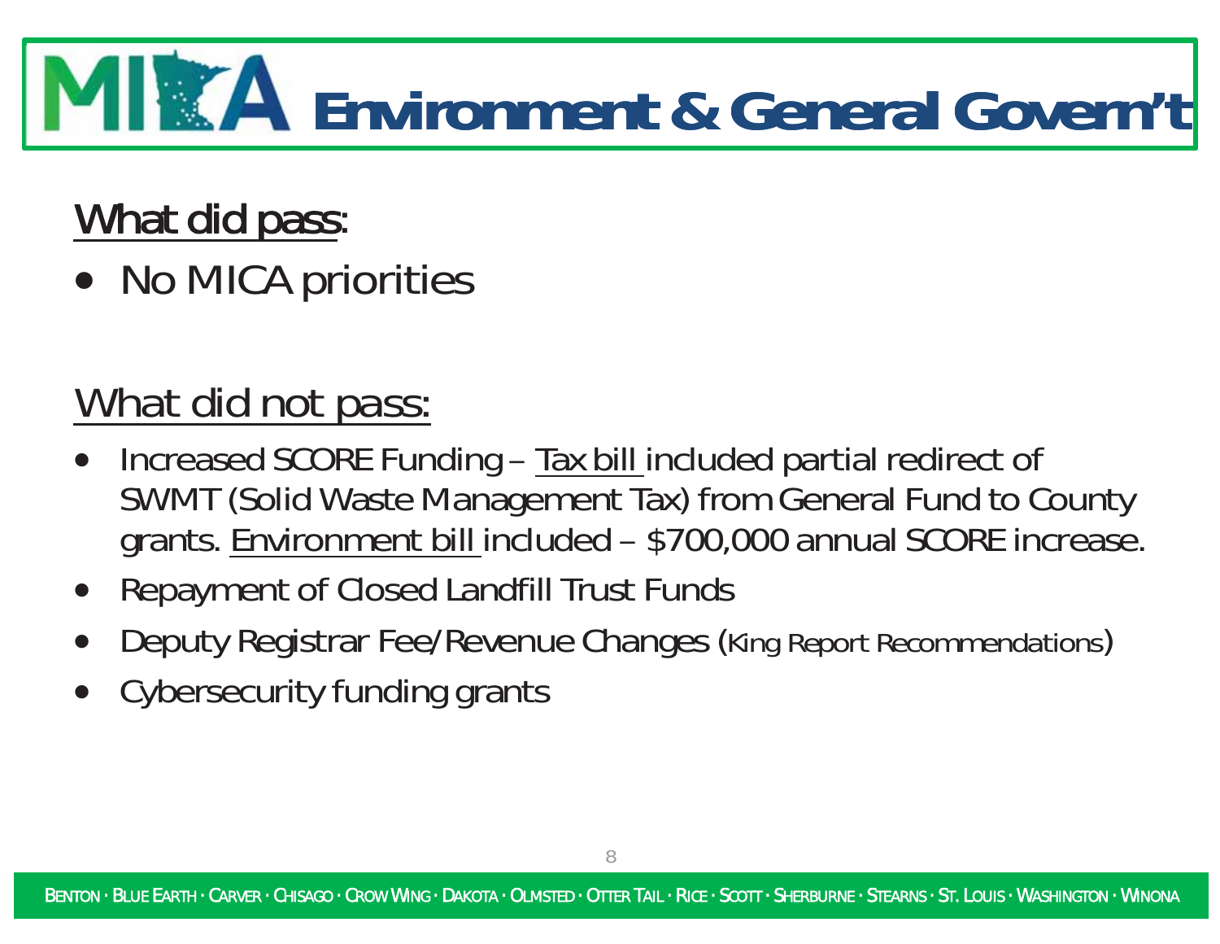# MICA Environment & General Govern't

## What did pass:

- No MICA priorities

## What did not pass:

- Increased SCORE Funding – Tax bill included partial redirect of SWMT (Solid Waste Management Tax) from General Fund to County grants. Environment bill included – $700,000 annual SCORE increase.
- Repayment of Closed Landfill Trust Funds
- Deputy Registrar Fee/Revenue Changes (King Report Recommendations)
- Cybersecurity funding grants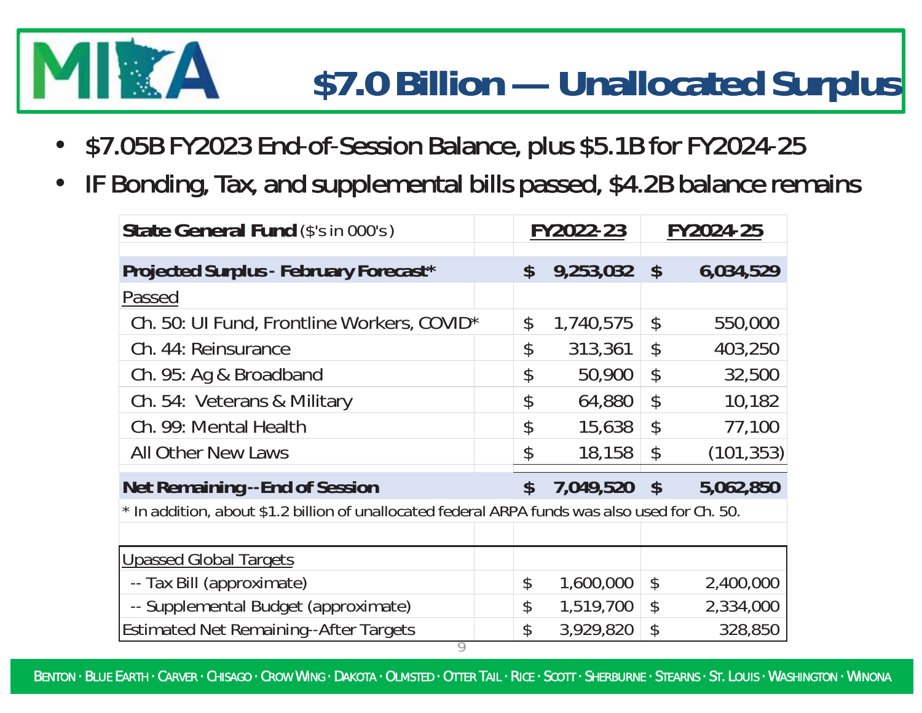# $7.0 Billion — Unallocated Surplus

- $7.05B FY2023 End-of-Session Balance, plus $5.1B for FY2024-25
- IF Bonding, Tax, and supplemental bills passed, $4.2B balance remains

| **State General Fund** ($'s in 000's) | FY2022-23 | FY2024-25 |
|---|---|---|
| **Projected Surplus - February Forecast*** | **$ 9,253,032** | **$ 6,034,529** |
| Passed | | |
| Ch. 50: UI Fund, Frontline Workers, COVID* | $ 1,740,575 | $ 550,000 |
| Ch. 44: Reinsurance | $ 313,361 | $ 403,250 |
| Ch. 95: Ag & Broadband | $ 50,900 | $ 32,500 |
| Ch. 54: Veterans & Military | $ 64,880 | $ 10,182 |
| Ch. 99: Mental Health | $ 15,638 | $ 77,100 |
| All Other New Laws | $ 18,158 | $ (101,353) |
| **Net Remaining--End of Session** | **$ 7,049,520** | **$ 5,062,850** |
| * In addition, about $1.2 billion of unallocated federal ARPA funds was also used for Ch. 50. | | |
| Upassed Global Targets | | |
| -- Tax Bill (approximate) | $ 1,600,000 | $ 2,400,000 |
| -- Supplemental Budget (approximate) | $ 1,519,700 | $ 2,334,000 |
| Estimated Net Remaining--After Targets | $ 3,929,820 | $ 328,850 |

BENTON · BLUE EARTH · CARVER · CHISAGO · CROW WING · DAKOTA · OLMSTED · OTTER TAIL · RICE · SCOTT · SHERBURNE · STEARNS · ST. LOUIS · WASHINGTON · WINONA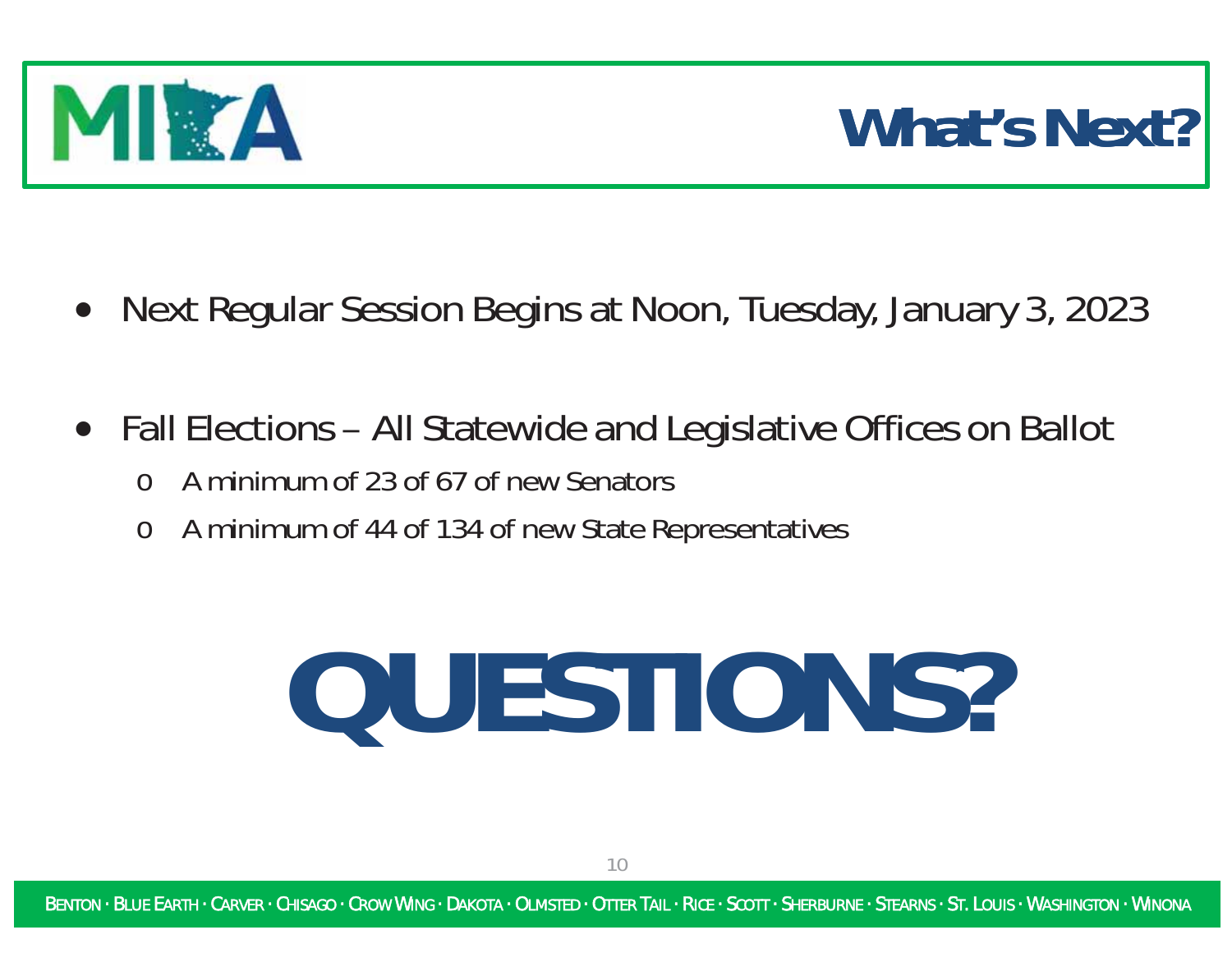# What's Next?

- Next Regular Session Begins at Noon, Tuesday, January 3, 2023
- Fall Elections – All Statewide and Legislative Offices on Ballot
  - A minimum of 23 of 67 of new Senators
  - A minimum of 44 of 134 of new State Representatives

# QUESTIONS?

BENTON · BLUE EARTH · CARVER · CHISAGO · CROW WING · DAKOTA · OLMSTED · OTTER TAIL · RICE · SCOTT · SHERBURNE · STEARNS · ST. LOUIS · WASHINGTON · WINONA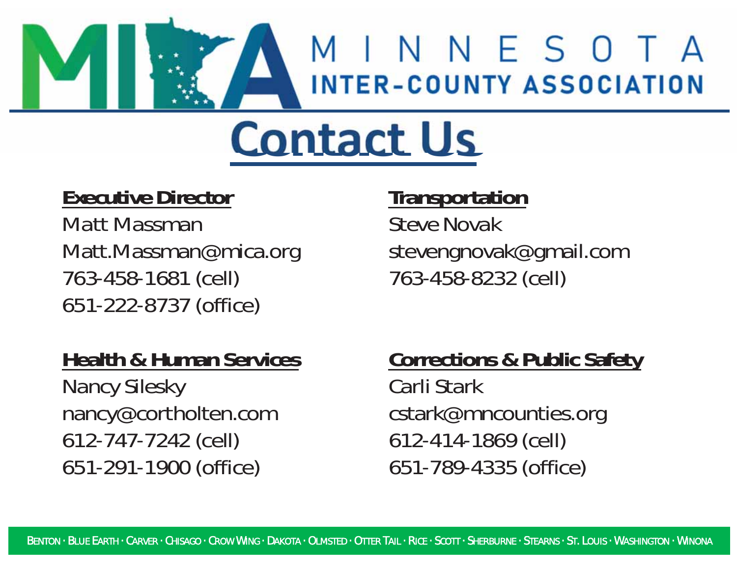# MINNESOTA INTER-COUNTY ASSOCIATION

# Contact Us

**Executive Director**
Matt Massman
Matt.Massman@mica.org
763-458-1681 (cell)
651-222-8737 (office)

**Transportation**
Steve Novak
stevengnovak@gmail.com
763-458-8232 (cell)

**Health & Human Services**
Nancy Silesky
nancy@cortholten.com
612-747-7242 (cell)
651-291-1900 (office)

**Corrections & Public Safety**
Carli Stark
cstark@mncounties.org
612-414-1869 (cell)
651-789-4335 (office)

BENTON · BLUE EARTH · CARVER · CHISAGO · CROW WING · DAKOTA · OLMSTED · OTTER TAIL · RICE · SCOTT · SHERBURNE · STEARNS · ST. LOUIS · WASHINGTON · WINONA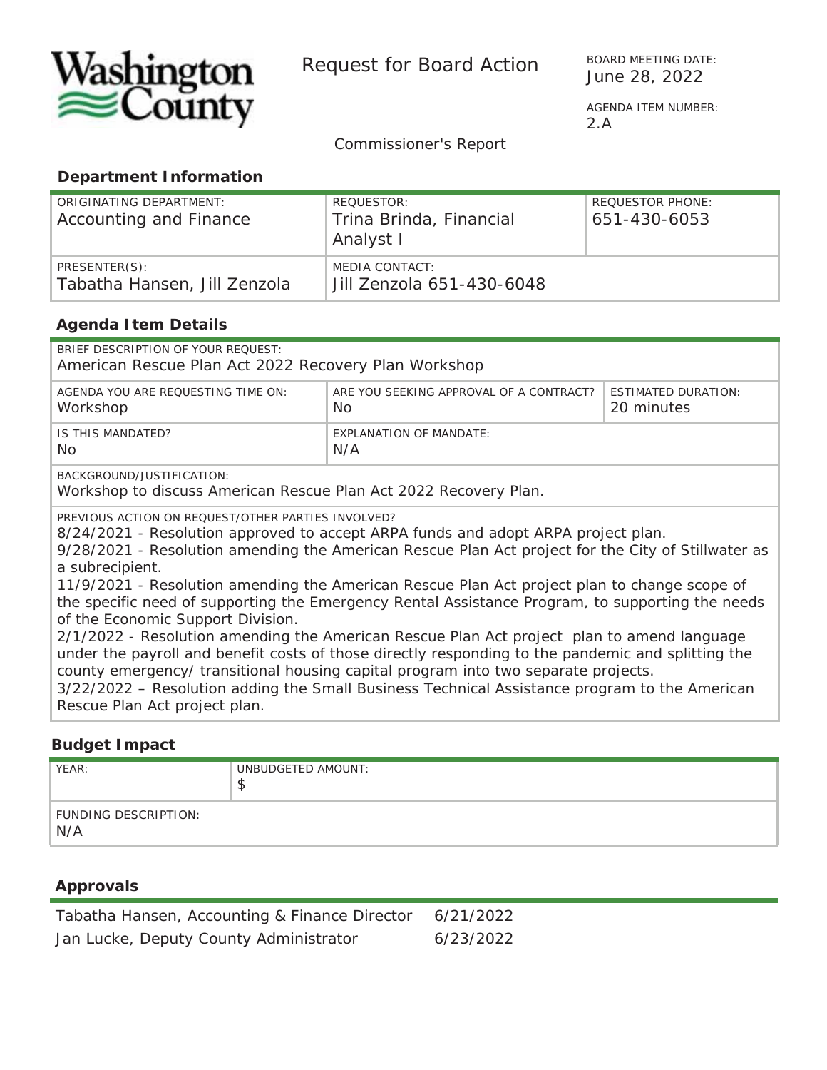Washington County

# Request for Board Action

BOARD MEETING DATE:
June 28, 2022

AGENDA ITEM NUMBER:
2.A

Commissioner's Report

## Department Information

| ORIGINATING DEPARTMENT: | REQUESTOR: | REQUESTOR PHONE: |
|---|---|---|
| Accounting and Finance | Trina Brinda, Financial Analyst I | 651-430-6053 |
| PRESENTER(S): Tabatha Hansen, Jill Zenzola | MEDIA CONTACT: Jill Zenzola 651-430-6048 | |

## Agenda Item Details

BRIEF DESCRIPTION OF YOUR REQUEST:
American Rescue Plan Act 2022 Recovery Plan Workshop

| AGENDA YOU ARE REQUESTING TIME ON: | ARE YOU SEEKING APPROVAL OF A CONTRACT? | ESTIMATED DURATION: |
|---|---|---|
| Workshop | No | 20 minutes |

| IS THIS MANDATED? | EXPLANATION OF MANDATE: |
|---|---|
| No | N/A |

BACKGROUND/JUSTIFICATION:
Workshop to discuss American Rescue Plan Act 2022 Recovery Plan.

PREVIOUS ACTION ON REQUEST/OTHER PARTIES INVOLVED?
8/24/2021 - Resolution approved to accept ARPA funds and adopt ARPA project plan.
9/28/2021 - Resolution amending the American Rescue Plan Act project for the City of Stillwater as a subrecipient.
11/9/2021 - Resolution amending the American Rescue Plan Act project plan to change scope of the specific need of supporting the Emergency Rental Assistance Program, to supporting the needs of the Economic Support Division.
2/1/2022 - Resolution amending the American Rescue Plan Act project plan to amend language under the payroll and benefit costs of those directly responding to the pandemic and splitting the county emergency/ transitional housing capital program into two separate projects.
3/22/2022 – Resolution adding the Small Business Technical Assistance program to the American Rescue Plan Act project plan.

## Budget Impact

| YEAR: | UNBUDGETED AMOUNT: |
|---|---|
| | $ |

FUNDING DESCRIPTION:
N/A

## Approvals

| | |
|---|---|
| Tabatha Hansen, Accounting & Finance Director | 6/21/2022 |
| Jan Lucke, Deputy County Administrator | 6/23/2022 |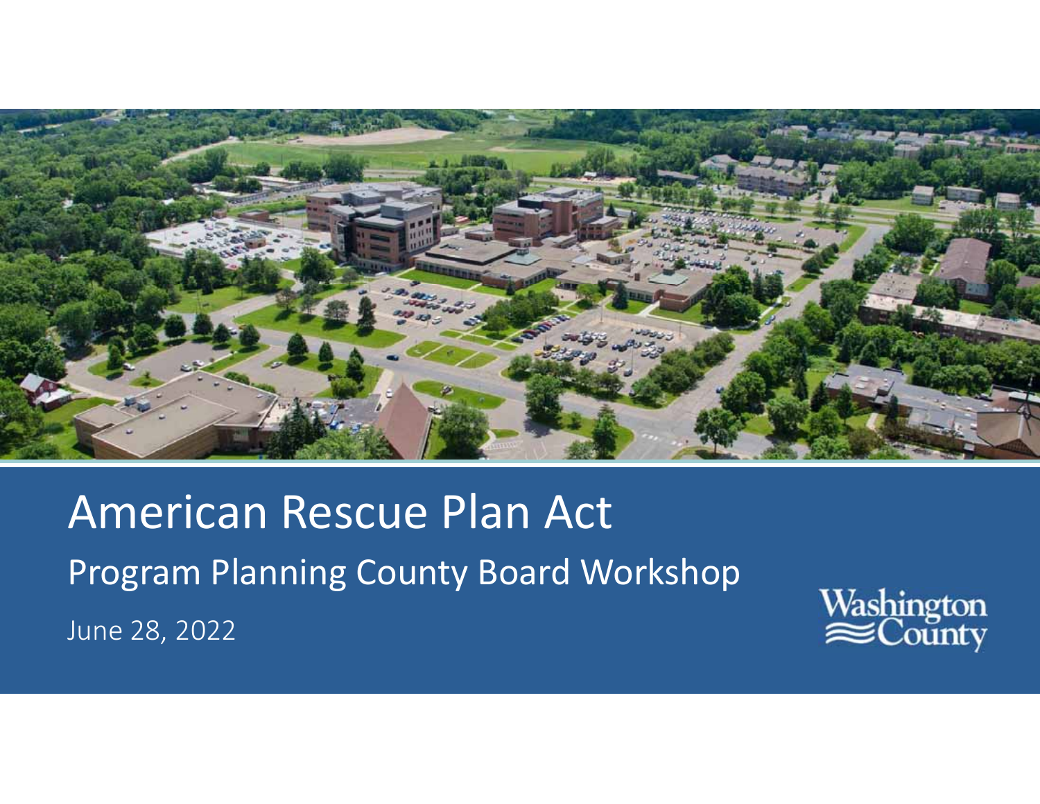# American Rescue Plan Act

## Program Planning County Board Workshop

June 28, 2022

Washington County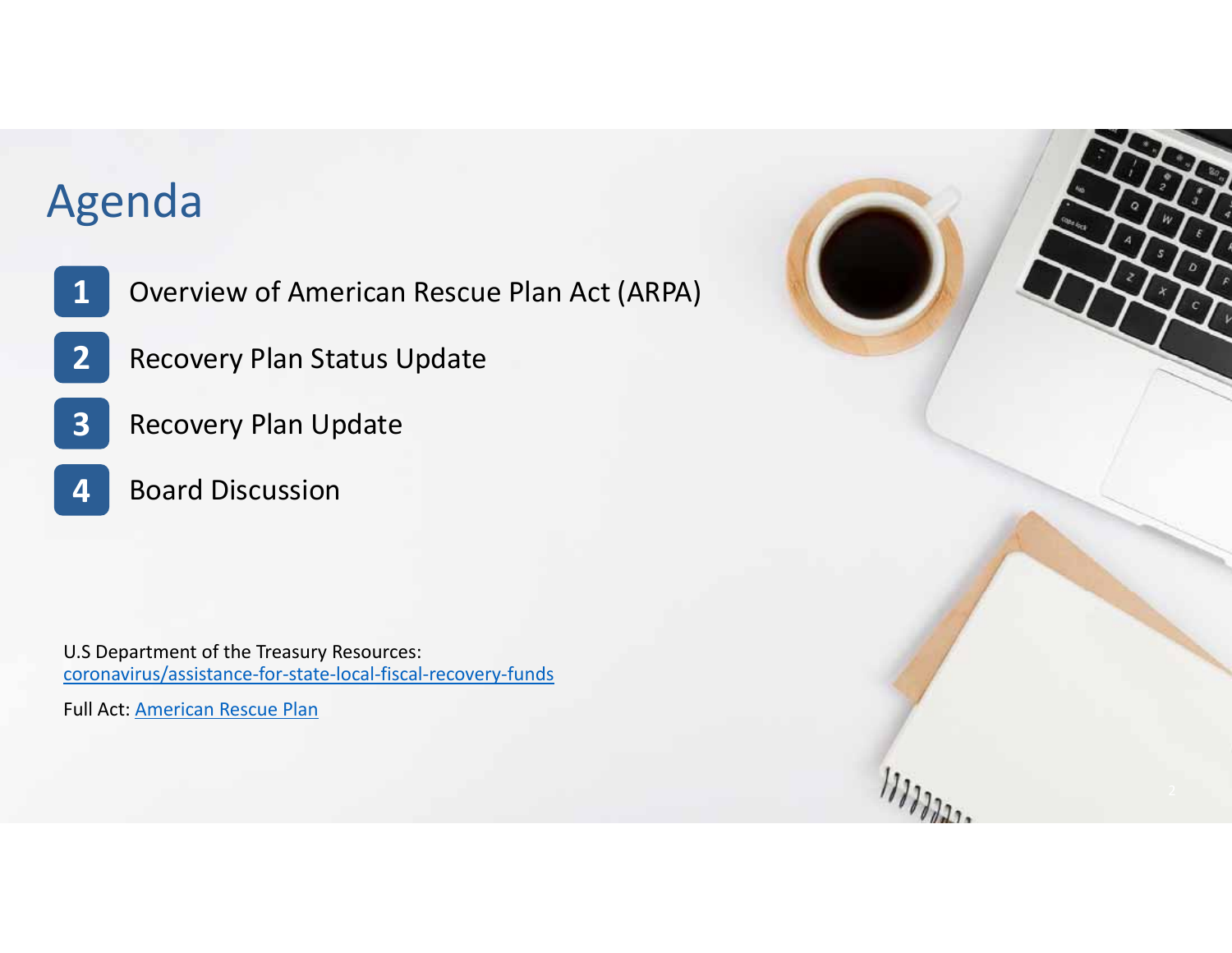# Agenda

1. Overview of American Rescue Plan Act (ARPA)
2. Recovery Plan Status Update
3. Recovery Plan Update
4. Board Discussion

U.S Department of the Treasury Resources:
[coronavirus/assistance-for-state-local-fiscal-recovery-funds]()

Full Act: [American Rescue Plan]()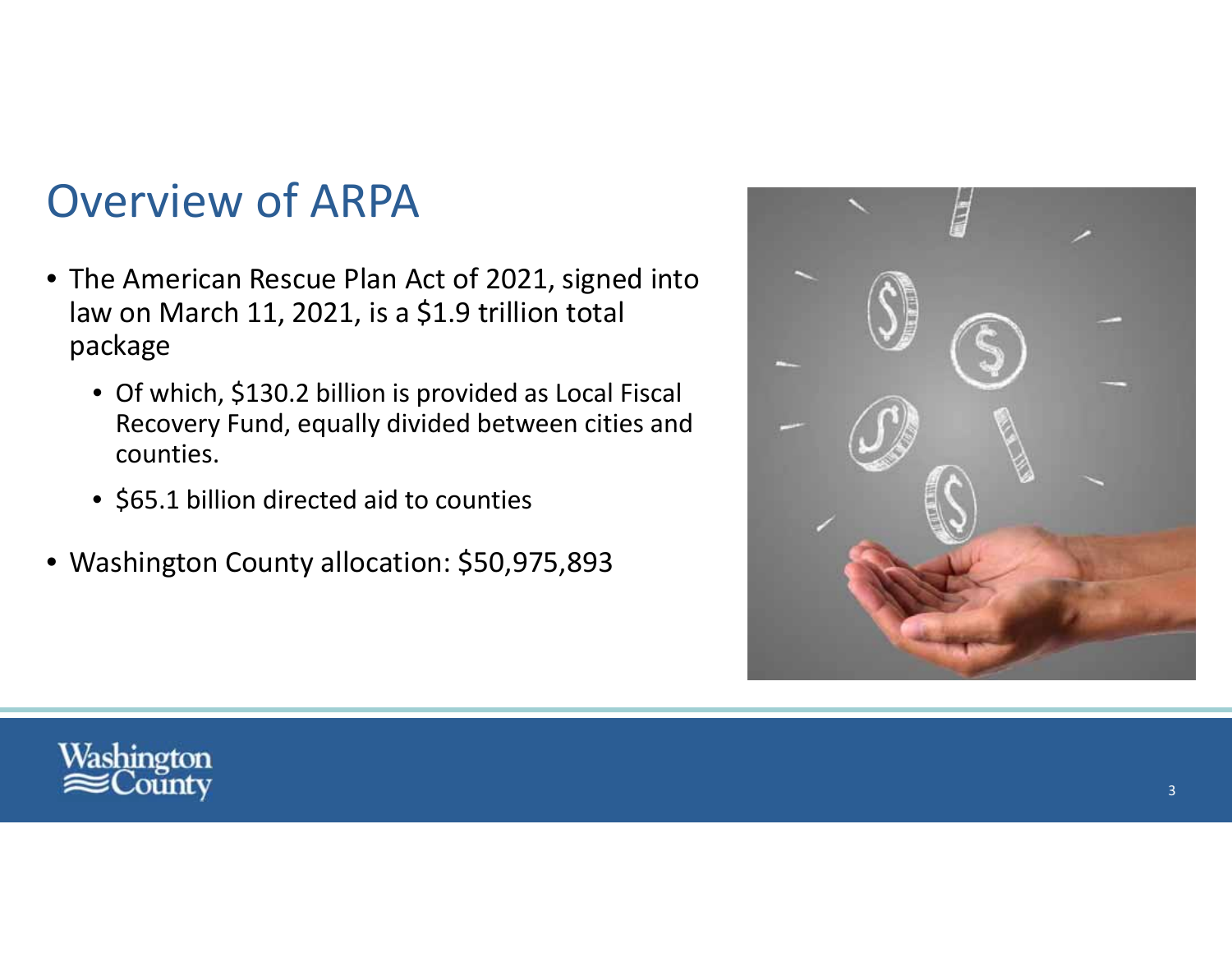# Overview of ARPA

- The American Rescue Plan Act of 2021, signed into law on March 11, 2021, is a $1.9 trillion total package
  - Of which, $130.2 billion is provided as Local Fiscal Recovery Fund, equally divided between cities and counties.
  - $65.1 billion directed aid to counties
- Washington County allocation: $50,975,893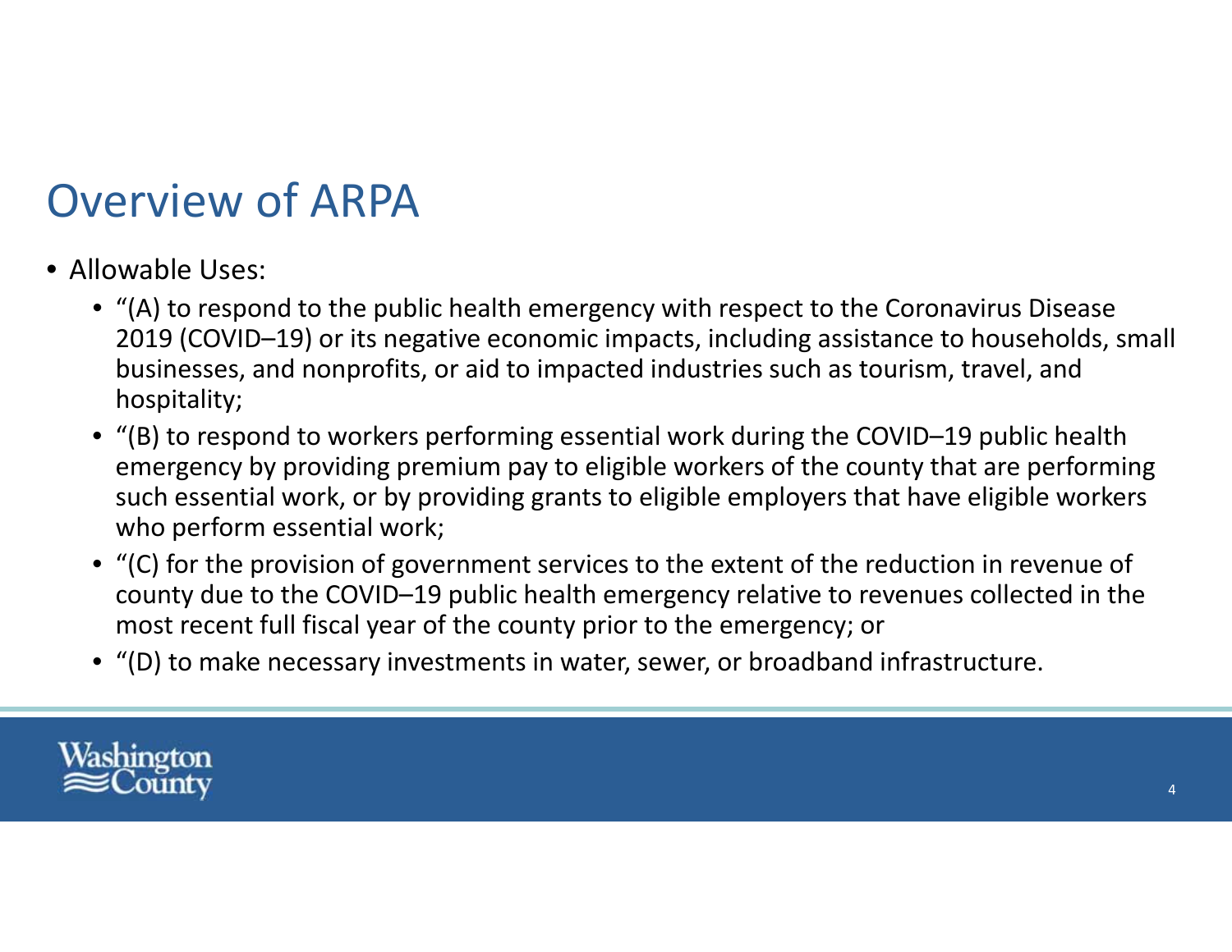# Overview of ARPA

- Allowable Uses:
  - "(A) to respond to the public health emergency with respect to the Coronavirus Disease 2019 (COVID–19) or its negative economic impacts, including assistance to households, small businesses, and nonprofits, or aid to impacted industries such as tourism, travel, and hospitality;
  - "(B) to respond to workers performing essential work during the COVID–19 public health emergency by providing premium pay to eligible workers of the county that are performing such essential work, or by providing grants to eligible employers that have eligible workers who perform essential work;
  - "(C) for the provision of government services to the extent of the reduction in revenue of county due to the COVID–19 public health emergency relative to revenues collected in the most recent full fiscal year of the county prior to the emergency; or
  - "(D) to make necessary investments in water, sewer, or broadband infrastructure.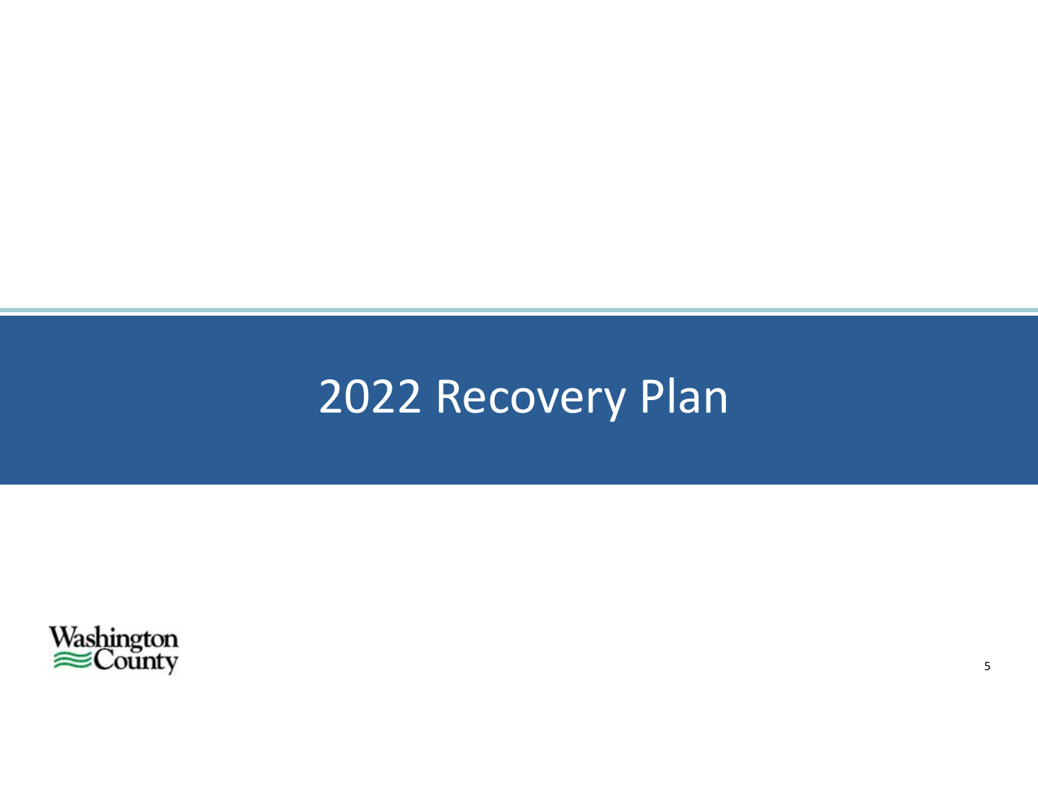# 2022 Recovery Plan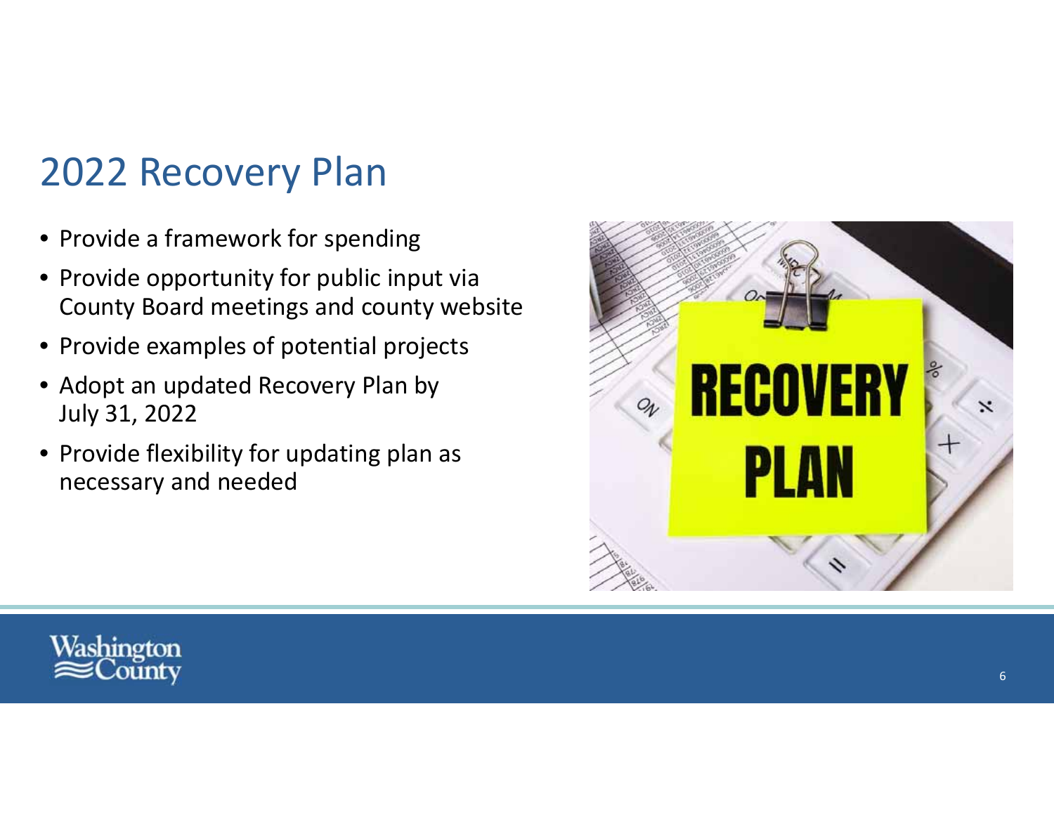# 2022 Recovery Plan

- Provide a framework for spending
- Provide opportunity for public input via County Board meetings and county website
- Provide examples of potential projects
- Adopt an updated Recovery Plan by July 31, 2022
- Provide flexibility for updating plan as necessary and needed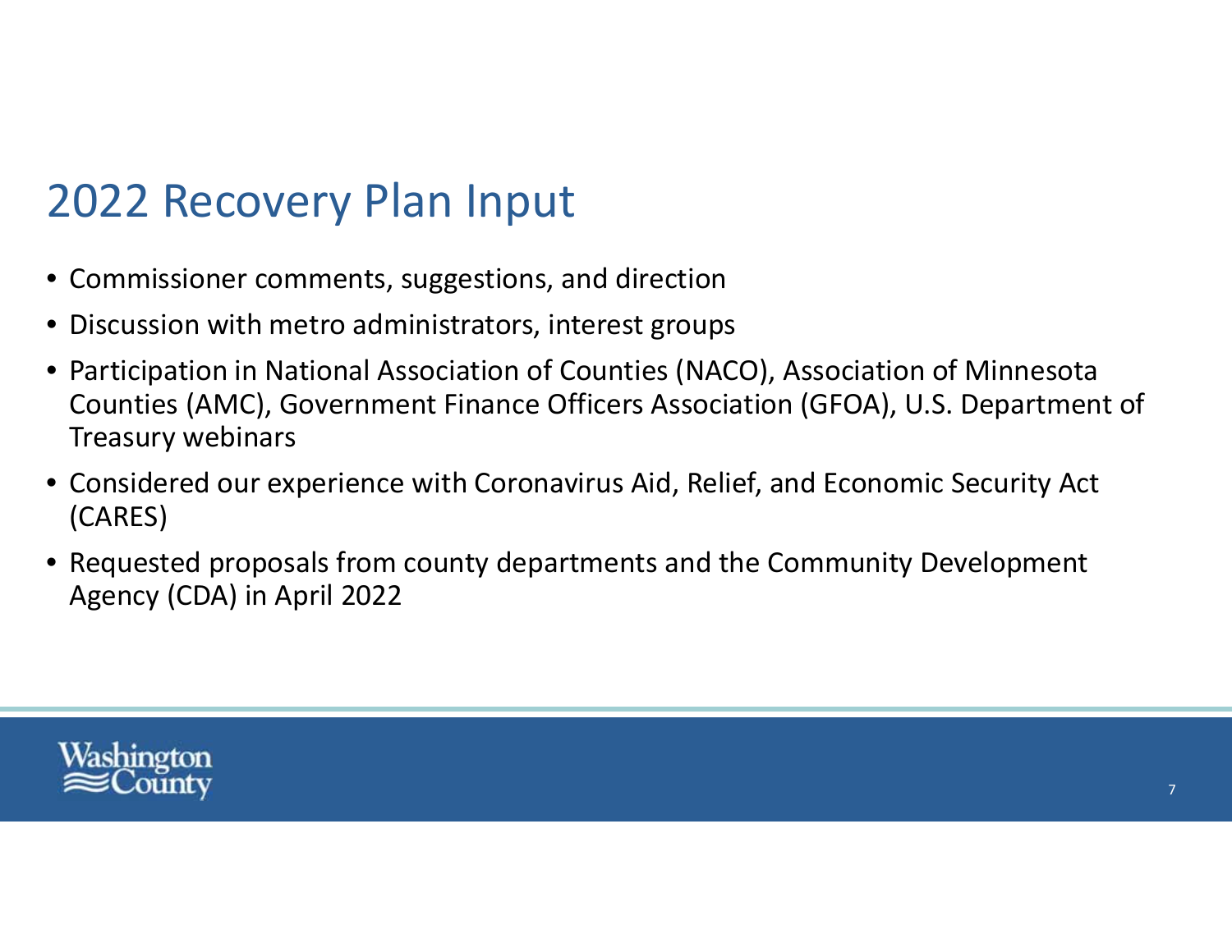# 2022 Recovery Plan Input

- Commissioner comments, suggestions, and direction
- Discussion with metro administrators, interest groups
- Participation in National Association of Counties (NACO), Association of Minnesota Counties (AMC), Government Finance Officers Association (GFOA), U.S. Department of Treasury webinars
- Considered our experience with Coronavirus Aid, Relief, and Economic Security Act (CARES)
- Requested proposals from county departments and the Community Development Agency (CDA) in April 2022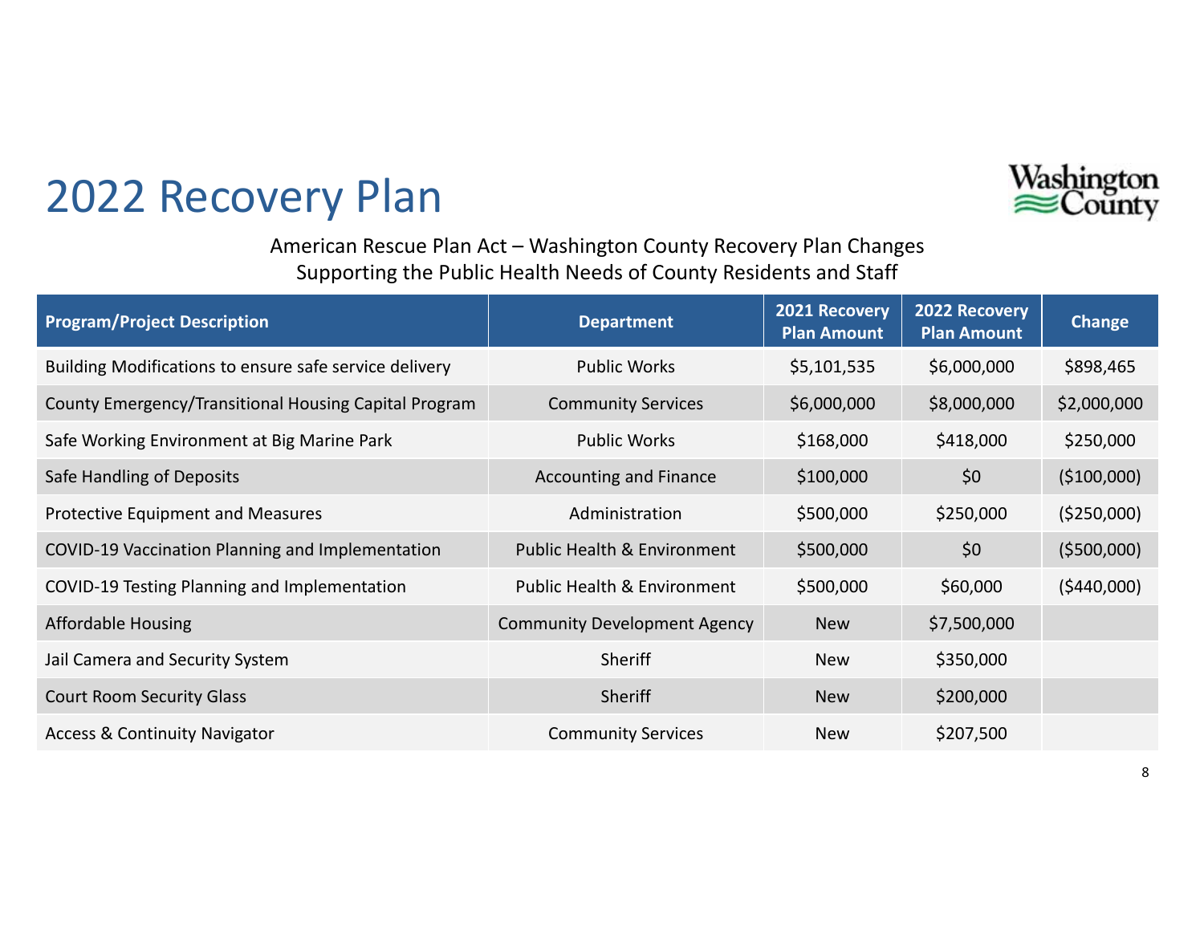# 2022 Recovery Plan

American Rescue Plan Act – Washington County Recovery Plan Changes
Supporting the Public Health Needs of County Residents and Staff

| Program/Project Description | Department | 2021 Recovery Plan Amount | 2022 Recovery Plan Amount | Change |
|---|---|---|---|---|
| Building Modifications to ensure safe service delivery | Public Works | $5,101,535 | $6,000,000 | $898,465 |
| County Emergency/Transitional Housing Capital Program | Community Services | $6,000,000 | $8,000,000 | $2,000,000 |
| Safe Working Environment at Big Marine Park | Public Works | $168,000 | $418,000 | $250,000 |
| Safe Handling of Deposits | Accounting and Finance | $100,000 | $0 | ($100,000) |
| Protective Equipment and Measures | Administration | $500,000 | $250,000 | ($250,000) |
| COVID-19 Vaccination Planning and Implementation | Public Health & Environment | $500,000 | $0 | ($500,000) |
| COVID-19 Testing Planning and Implementation | Public Health & Environment | $500,000 | $60,000 | ($440,000) |
| Affordable Housing | Community Development Agency | New | $7,500,000 | |
| Jail Camera and Security System | Sheriff | New | $350,000 | |
| Court Room Security Glass | Sheriff | New | $200,000 | |
| Access & Continuity Navigator | Community Services | New | $207,500 | |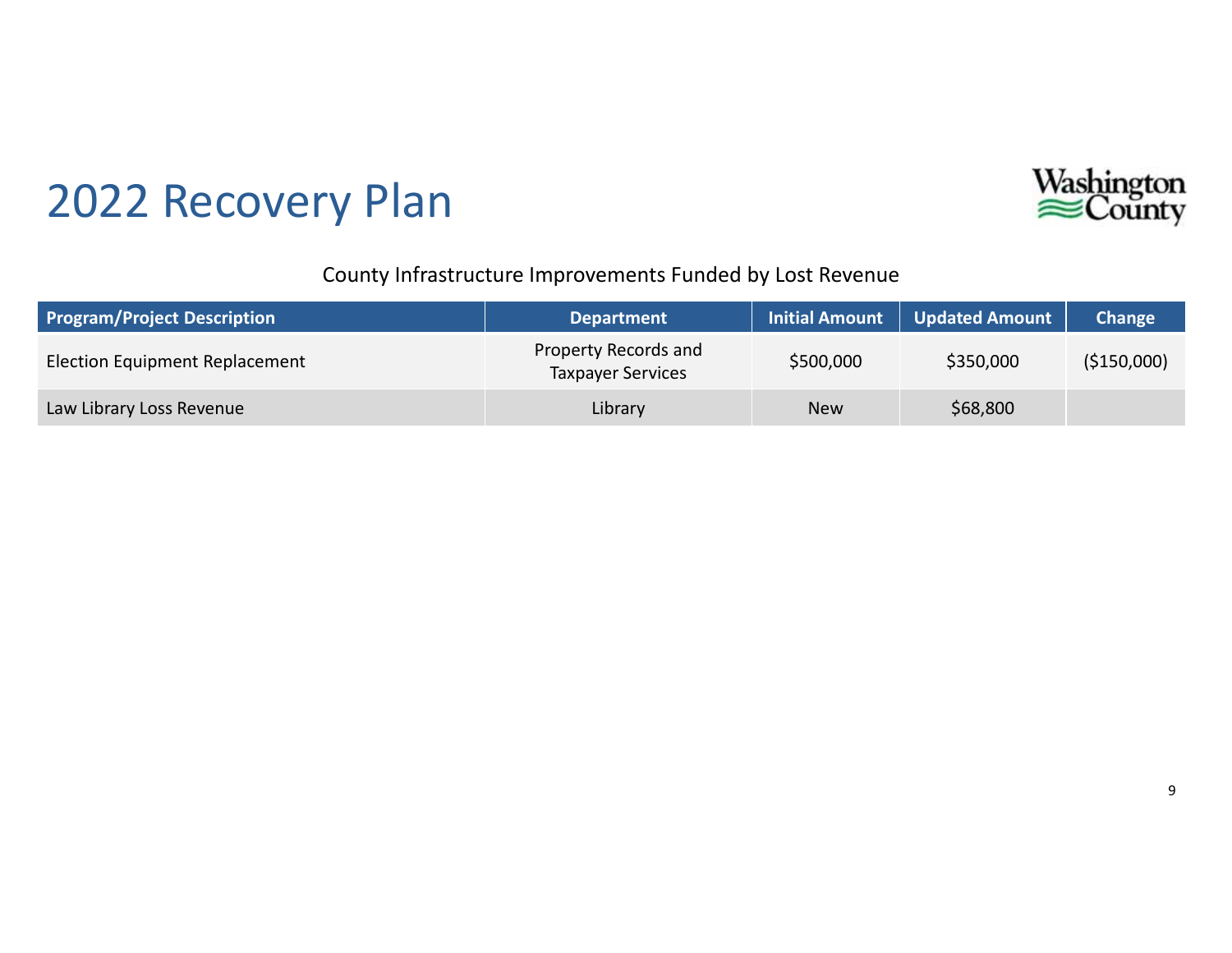# 2022 Recovery Plan

Washington County

County Infrastructure Improvements Funded by Lost Revenue

| Program/Project Description | Department | Initial Amount | Updated Amount | Change |
|---|---|---|---|---|
| Election Equipment Replacement | Property Records and Taxpayer Services | $500,000 | $350,000 | ($150,000) |
| Law Library Loss Revenue | Library | New | $68,800 | |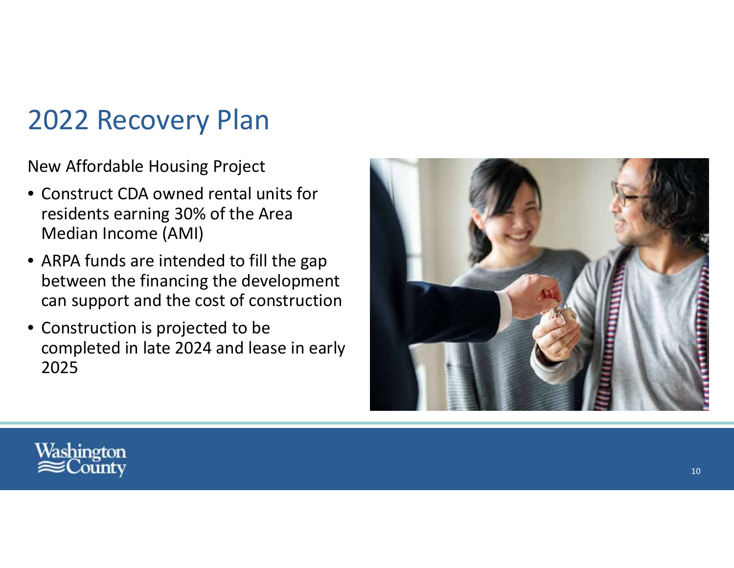# 2022 Recovery Plan

New Affordable Housing Project

- Construct CDA owned rental units for residents earning 30% of the Area Median Income (AMI)
- ARPA funds are intended to fill the gap between the financing the development can support and the cost of construction
- Construction is projected to be completed in late 2024 and lease in early 2025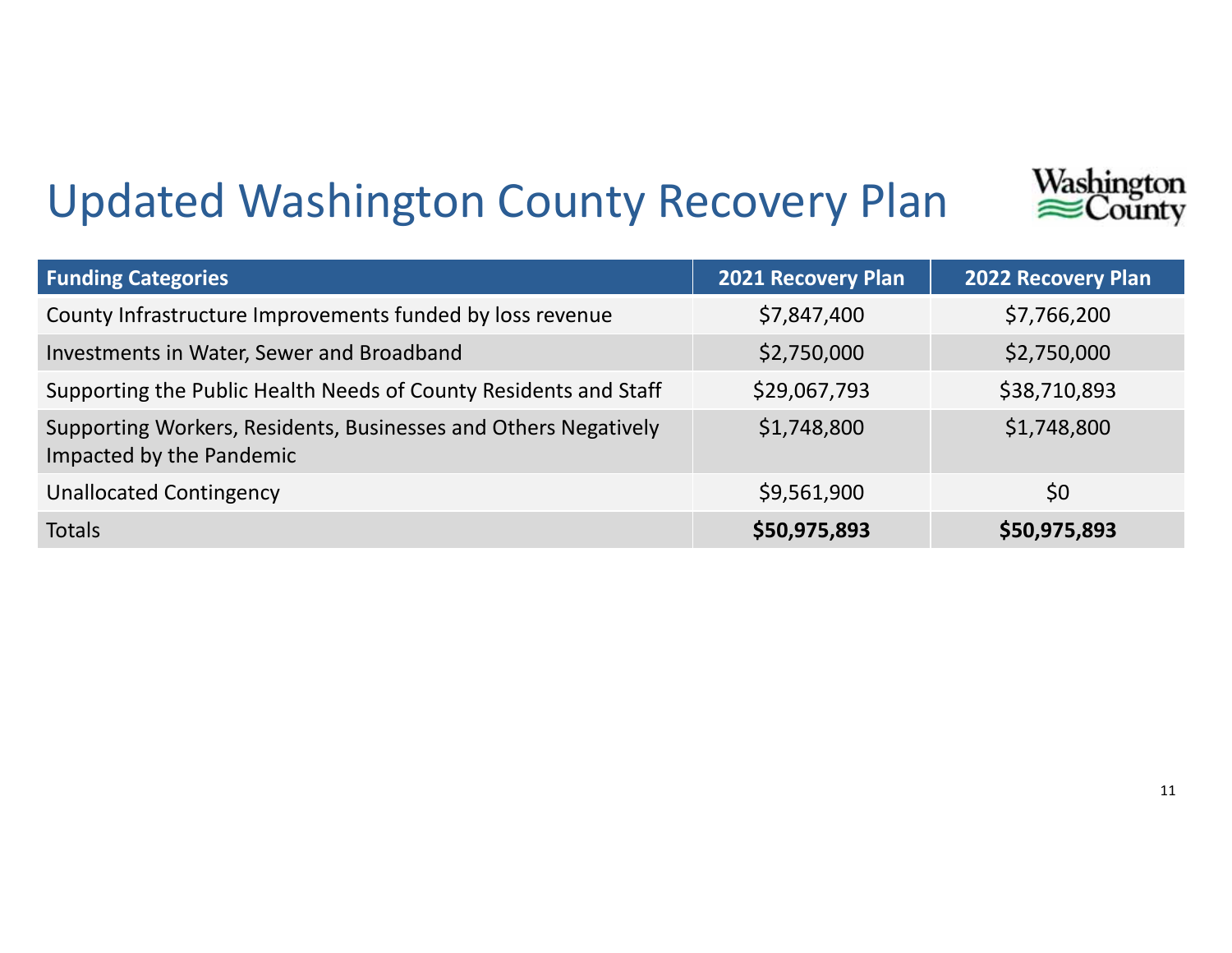# Updated Washington County Recovery Plan

| Funding Categories | 2021 Recovery Plan | 2022 Recovery Plan |
|---|---|---|
| County Infrastructure Improvements funded by loss revenue | $7,847,400 | $7,766,200 |
| Investments in Water, Sewer and Broadband | $2,750,000 | $2,750,000 |
| Supporting the Public Health Needs of County Residents and Staff | $29,067,793 | $38,710,893 |
| Supporting Workers, Residents, Businesses and Others Negatively Impacted by the Pandemic | $1,748,800 | $1,748,800 |
| Unallocated Contingency | $9,561,900 | $0 |
| Totals | **$50,975,893** | **$50,975,893** |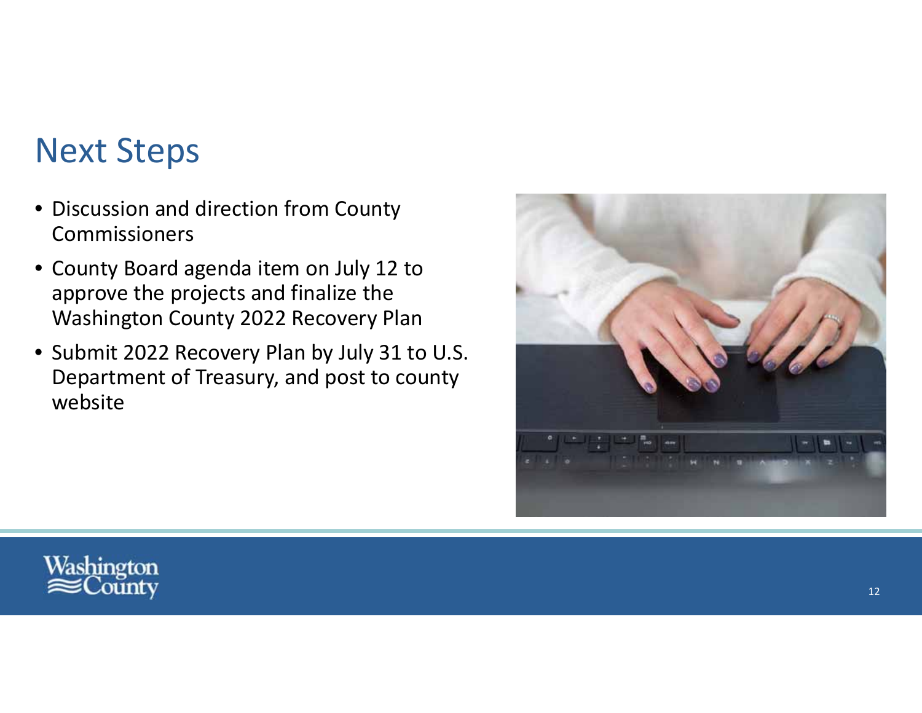# Next Steps

- Discussion and direction from County Commissioners
- County Board agenda item on July 12 to approve the projects and finalize the Washington County 2022 Recovery Plan
- Submit 2022 Recovery Plan by July 31 to U.S. Department of Treasury, and post to county website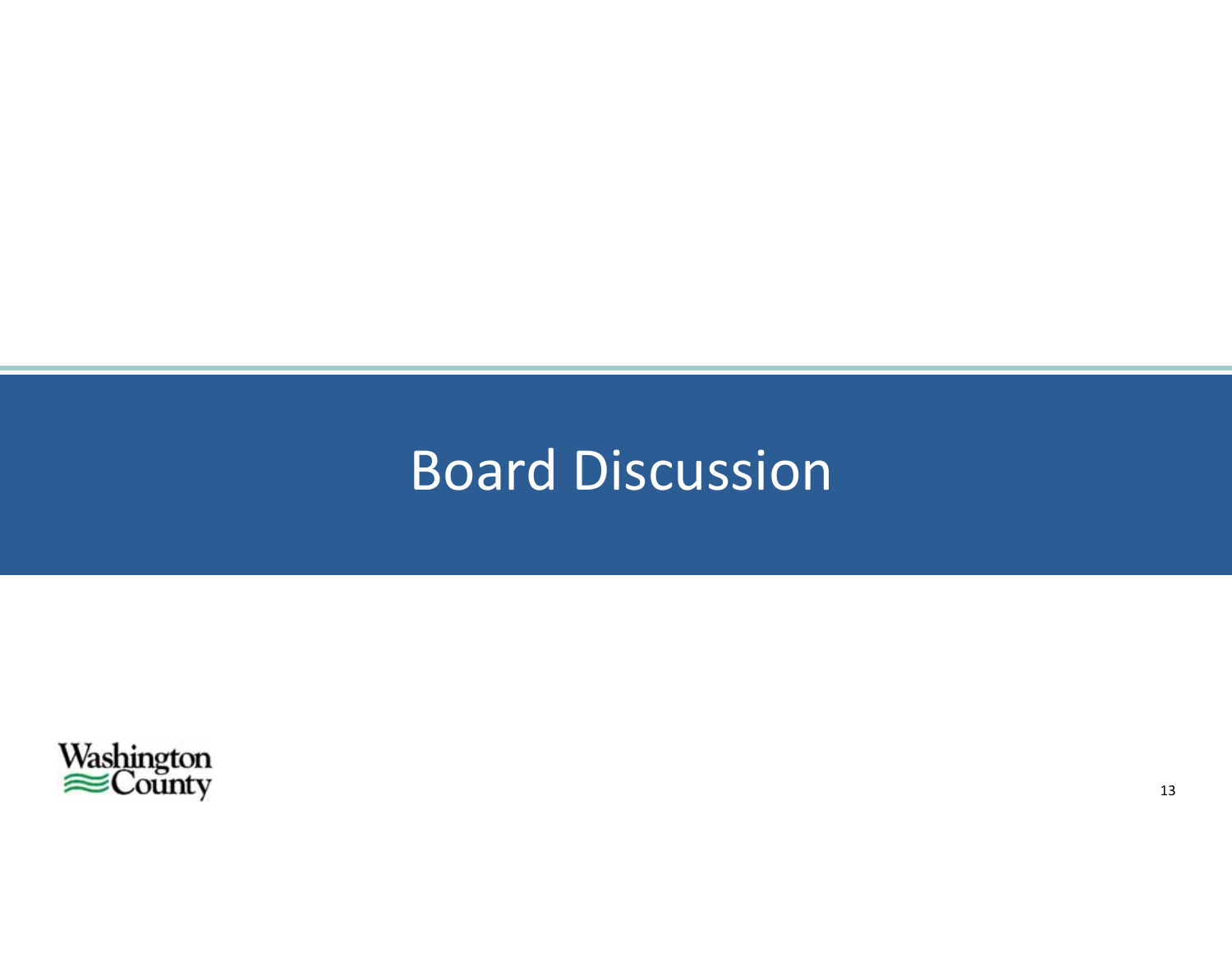# Board Discussion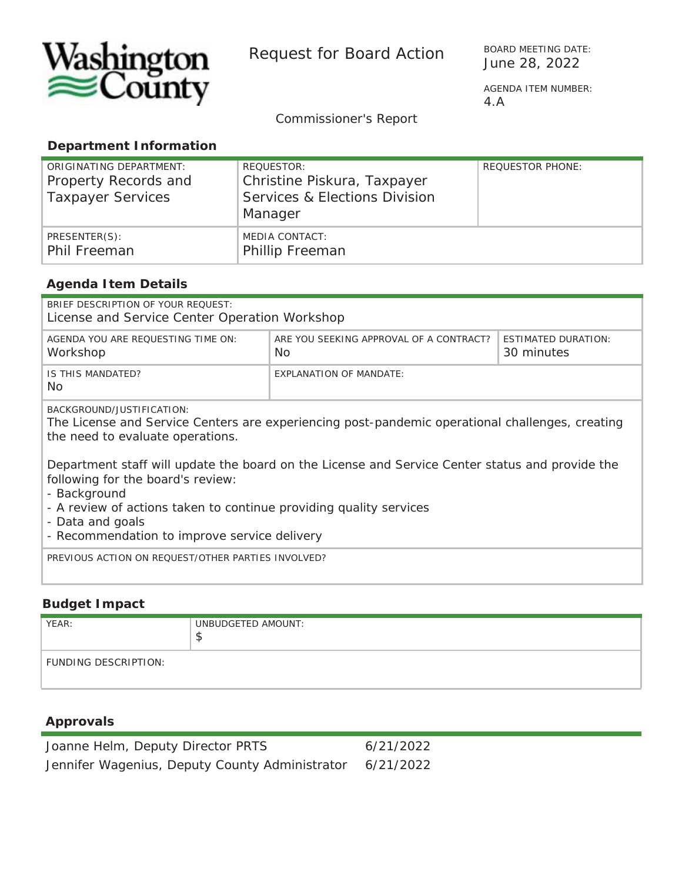Washington County

# Request for Board Action

BOARD MEETING DATE:
June 28, 2022

AGENDA ITEM NUMBER:
4.A

Commissioner's Report

## Department Information

| ORIGINATING DEPARTMENT: | REQUESTOR: | REQUESTOR PHONE: |
|---|---|---|
| Property Records and Taxpayer Services | Christine Piskura, Taxpayer Services & Elections Division Manager | |
| **PRESENTER(S):** | **MEDIA CONTACT:** | |
| Phil Freeman | Phillip Freeman | |

## Agenda Item Details

BRIEF DESCRIPTION OF YOUR REQUEST:
License and Service Center Operation Workshop

| AGENDA YOU ARE REQUESTING TIME ON: | ARE YOU SEEKING APPROVAL OF A CONTRACT? | ESTIMATED DURATION: |
|---|---|---|
| Workshop | No | 30 minutes |

| IS THIS MANDATED? | EXPLANATION OF MANDATE: |
|---|---|
| No | |

BACKGROUND/JUSTIFICATION:

The License and Service Centers are experiencing post-pandemic operational challenges, creating the need to evaluate operations.

Department staff will update the board on the License and Service Center status and provide the following for the board's review:
- Background
- A review of actions taken to continue providing quality services
- Data and goals
- Recommendation to improve service delivery

PREVIOUS ACTION ON REQUEST/OTHER PARTIES INVOLVED?

## Budget Impact

| YEAR: | UNBUDGETED AMOUNT: |
|---|---|
| | $ |

FUNDING DESCRIPTION:

## Approvals

| | |
|---|---|
| Joanne Helm, Deputy Director PRTS | 6/21/2022 |
| Jennifer Wagenius, Deputy County Administrator | 6/21/2022 |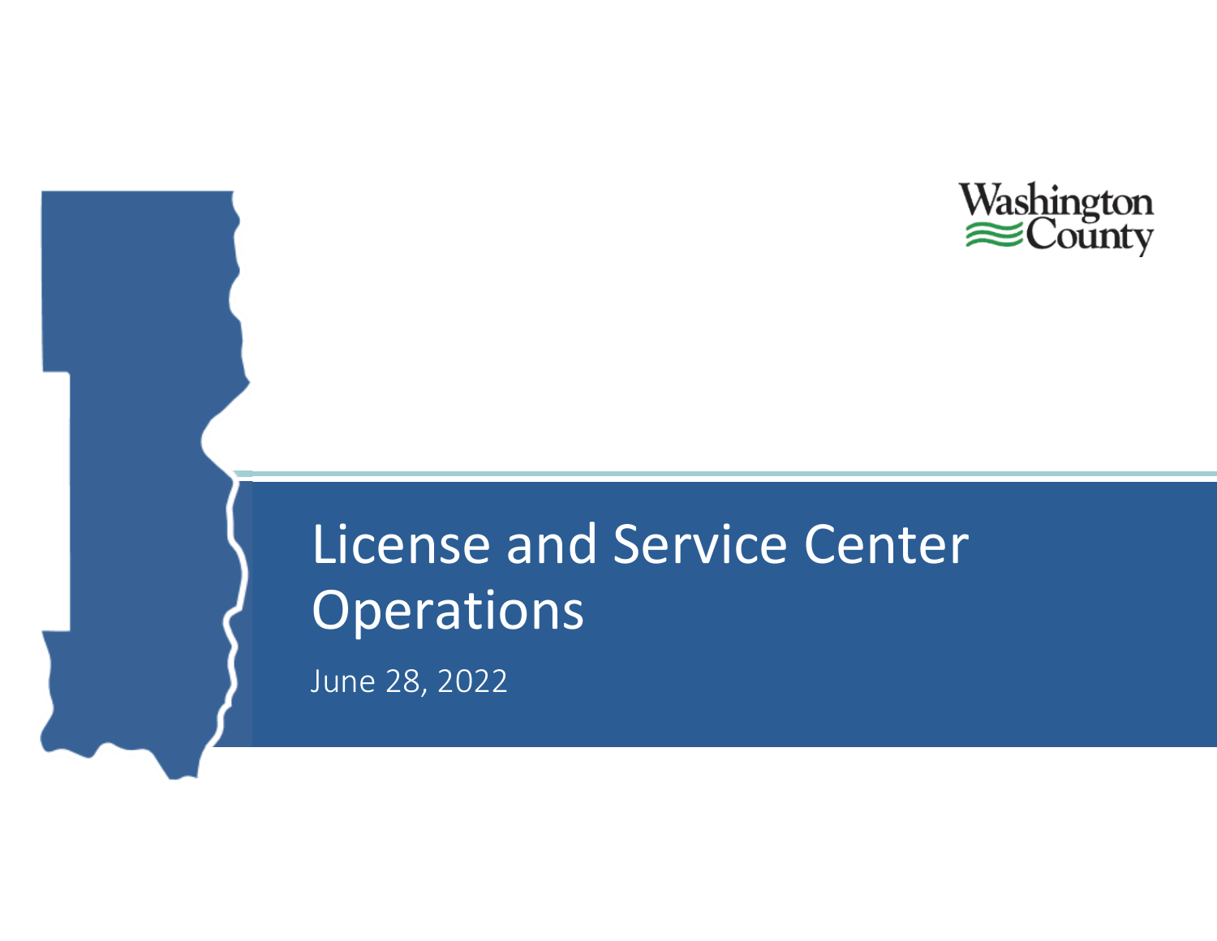Washington County

# License and Service Center Operations

June 28, 2022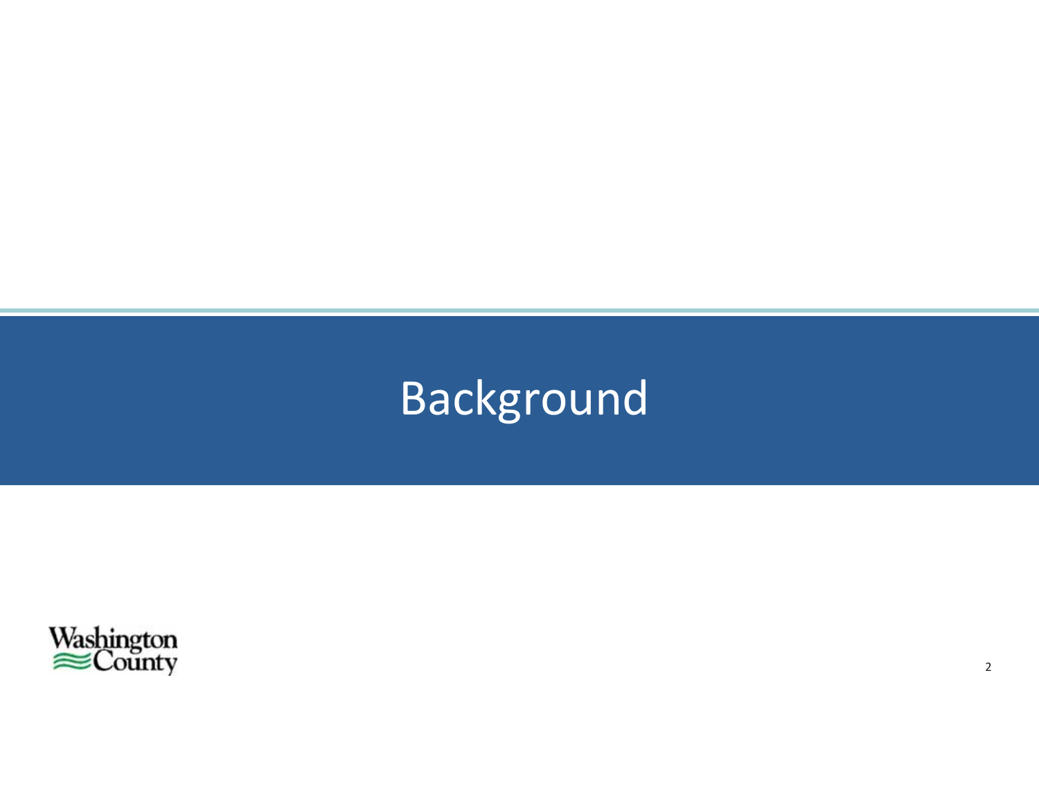# Background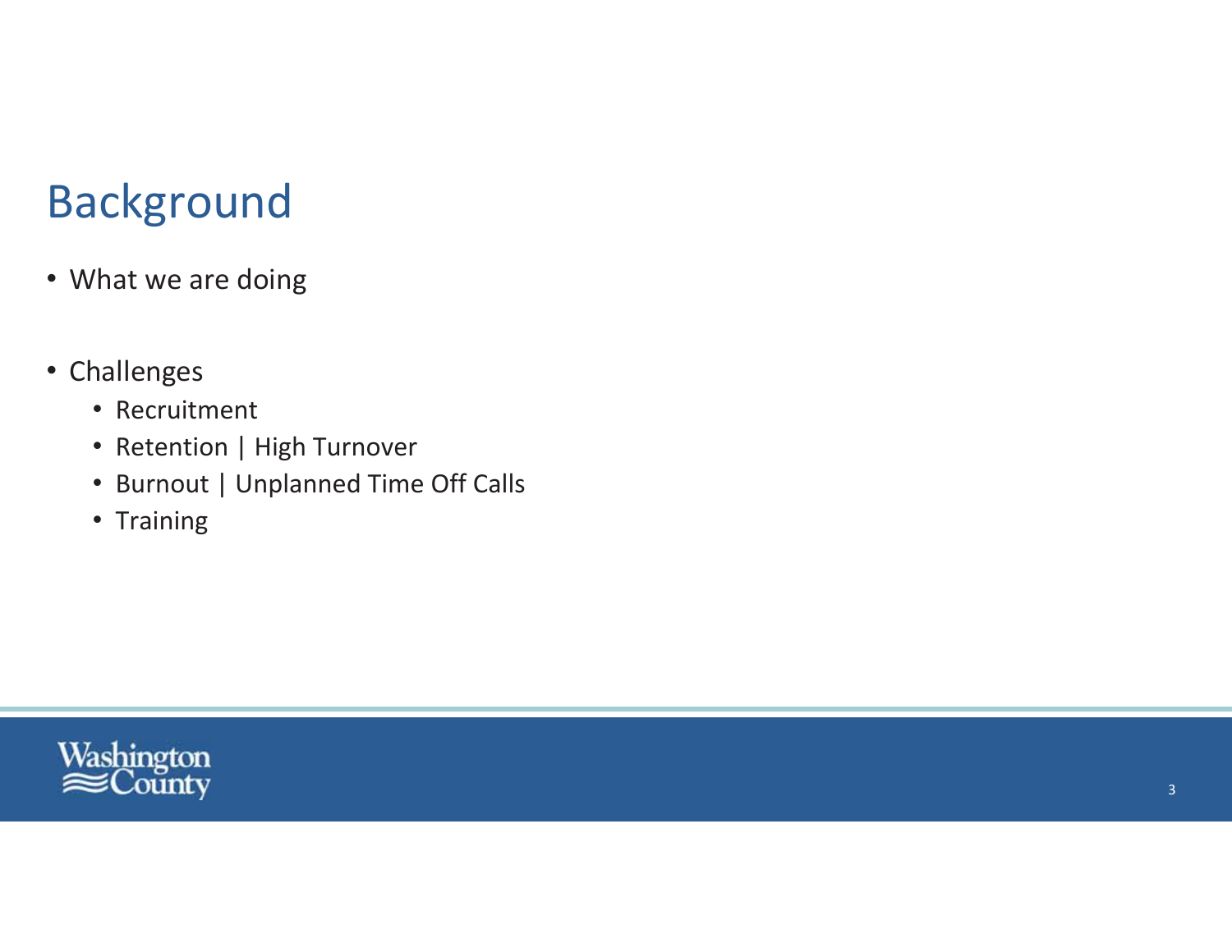# Background

- What we are doing

- Challenges
  - Recruitment
  - Retention | High Turnover
  - Burnout | Unplanned Time Off Calls
  - Training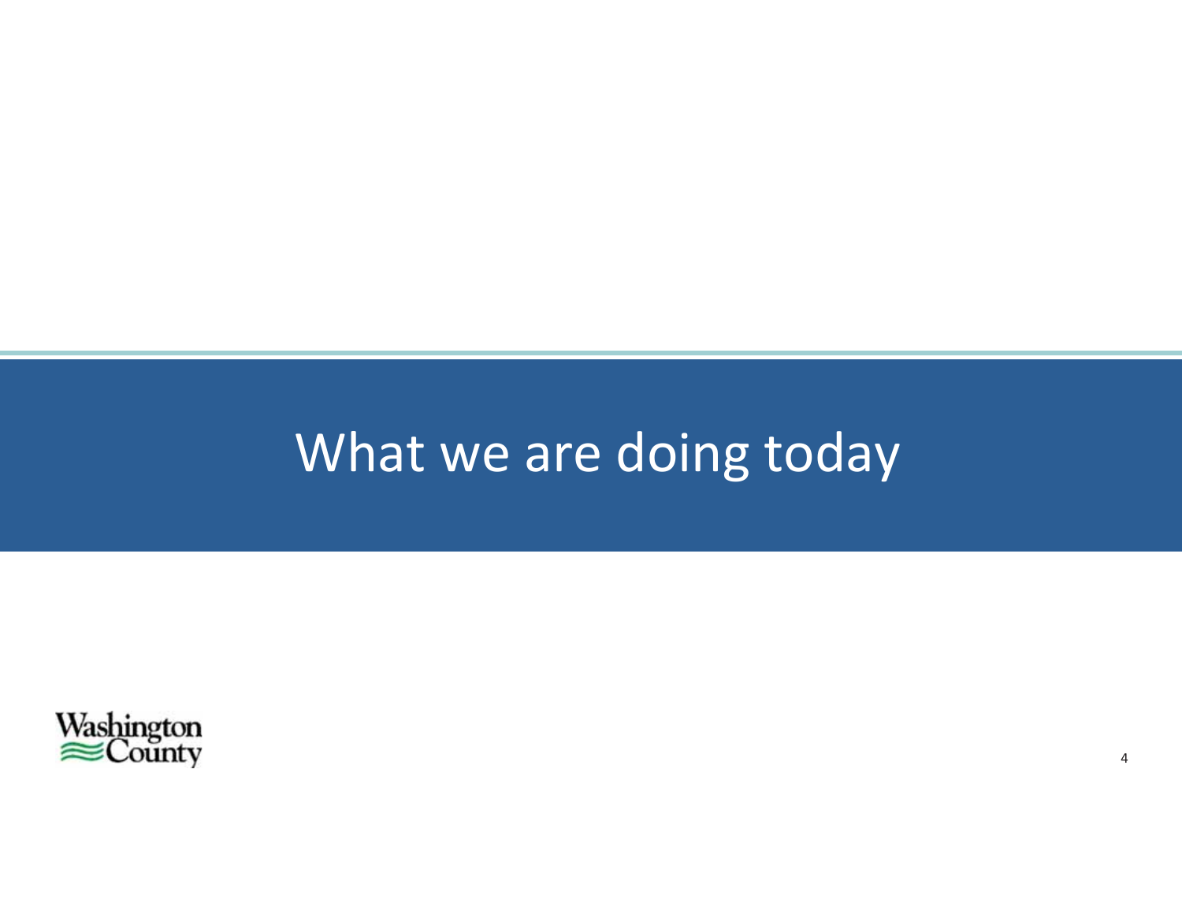# What we are doing today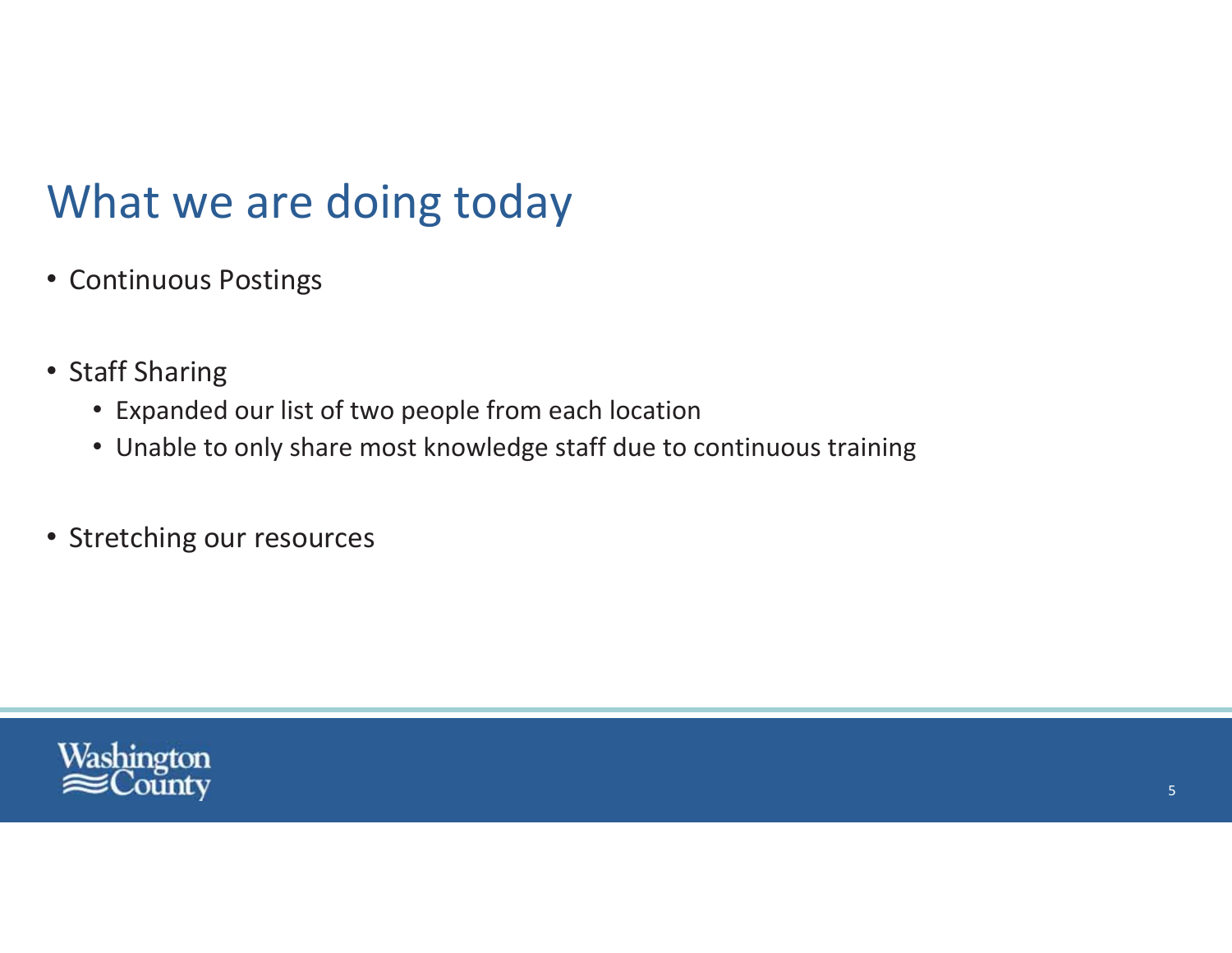# What we are doing today

- Continuous Postings
- Staff Sharing
  - Expanded our list of two people from each location
  - Unable to only share most knowledge staff due to continuous training
- Stretching our resources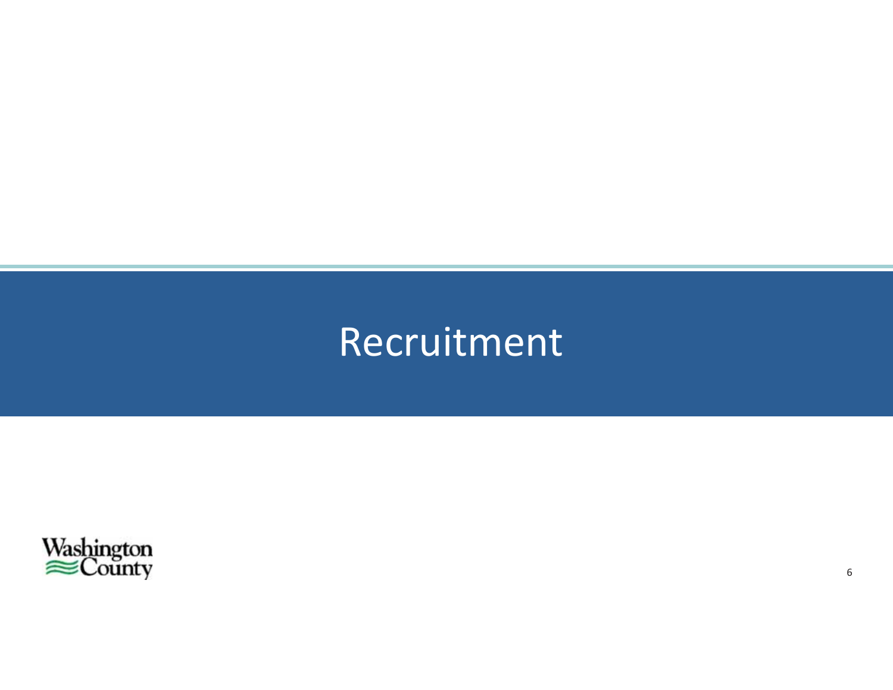# Recruitment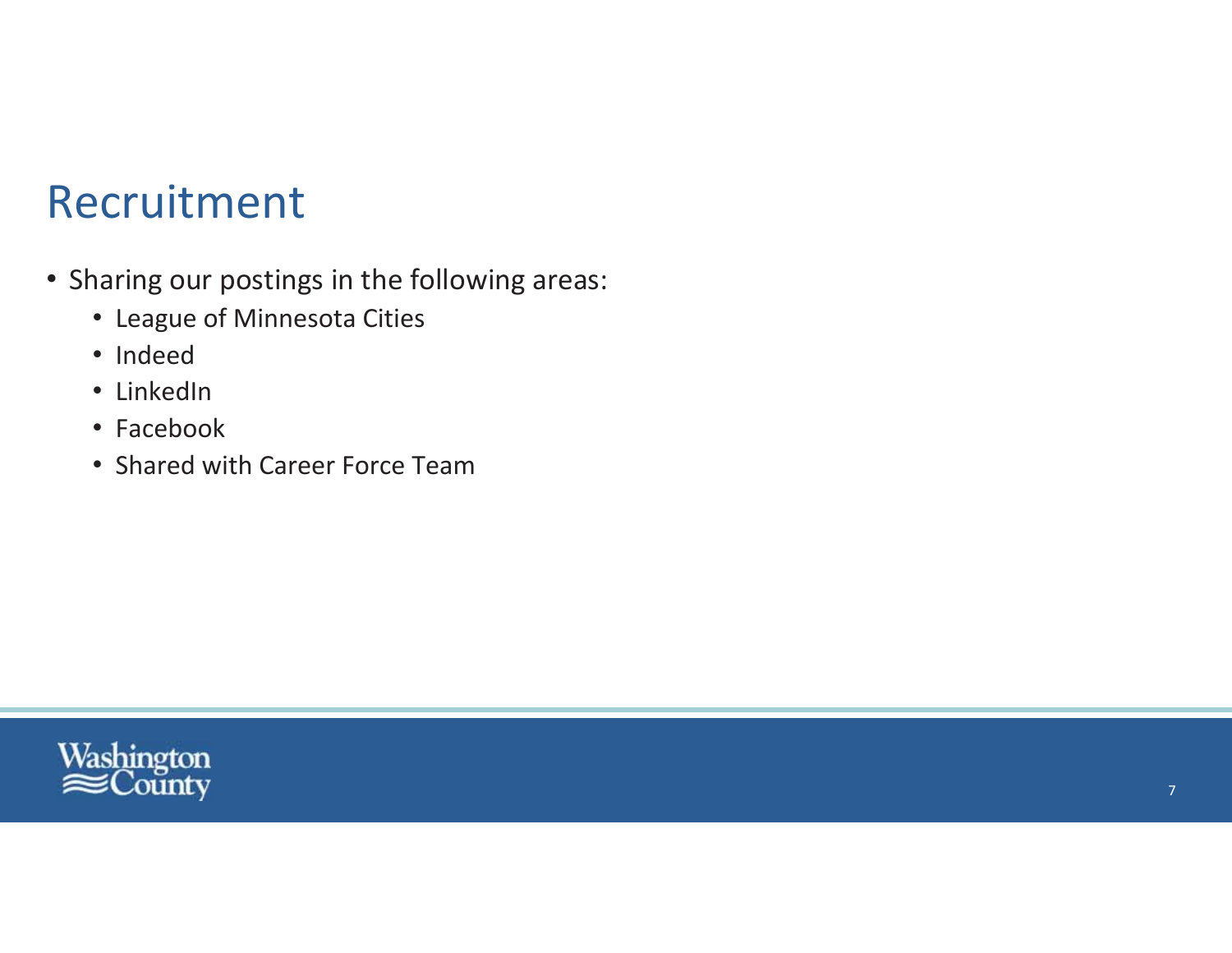# Recruitment

- Sharing our postings in the following areas:
  - League of Minnesota Cities
  - Indeed
  - LinkedIn
  - Facebook
  - Shared with Career Force Team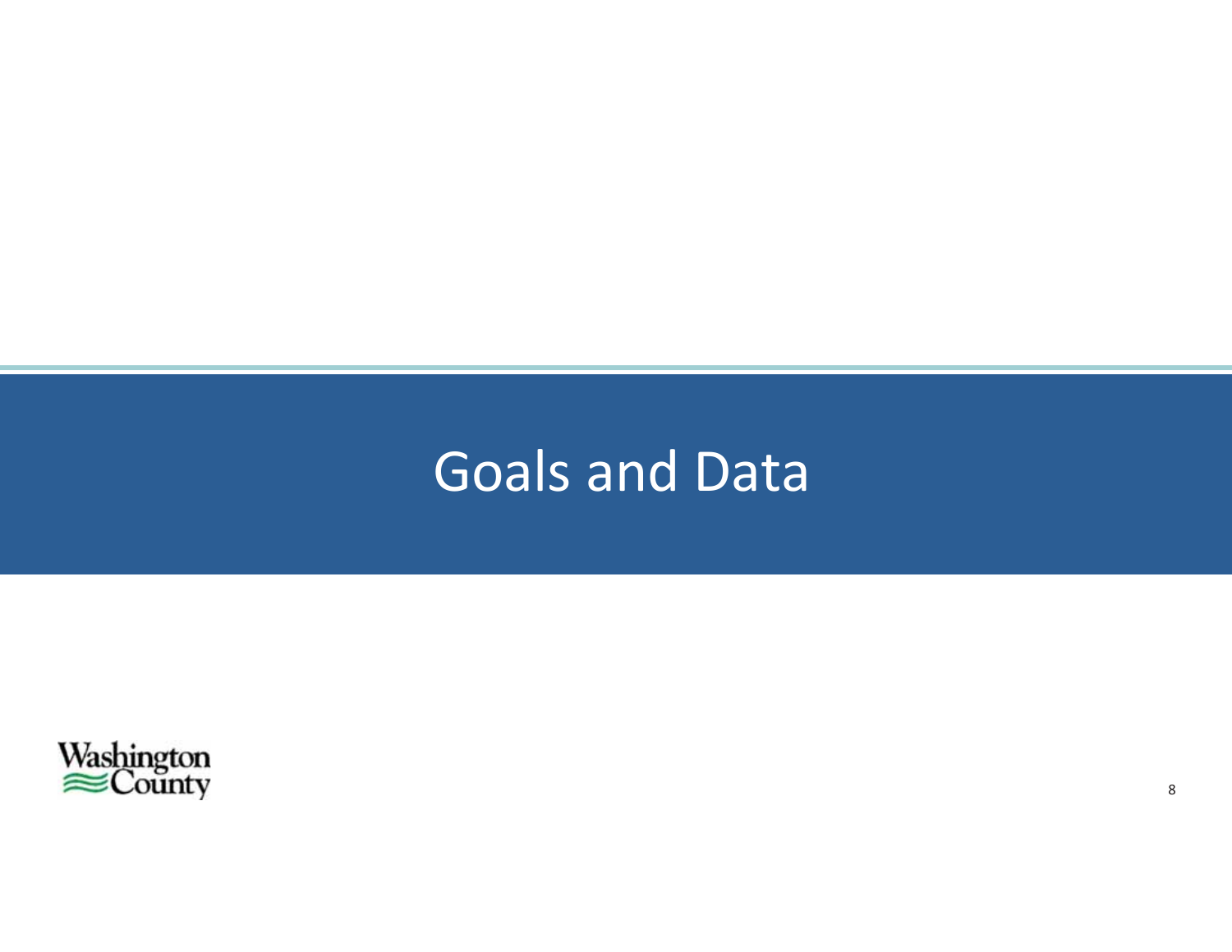# Goals and Data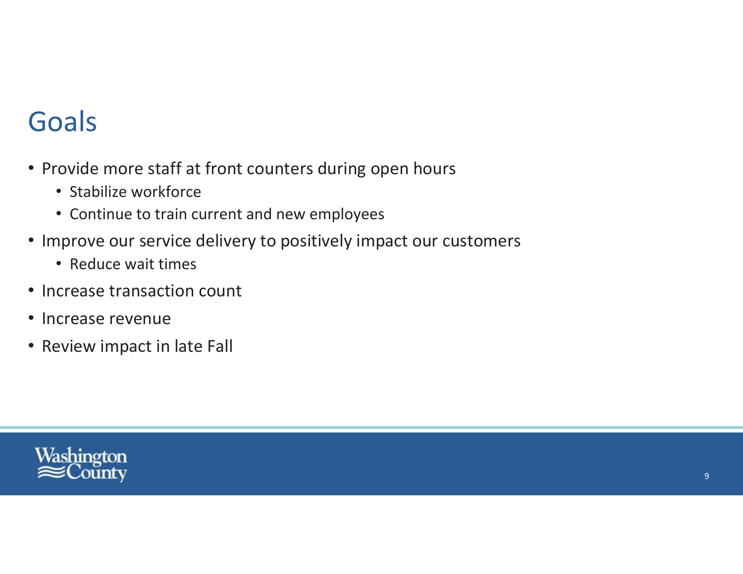# Goals

- Provide more staff at front counters during open hours
  - Stabilize workforce
  - Continue to train current and new employees
- Improve our service delivery to positively impact our customers
  - Reduce wait times
- Increase transaction count
- Increase revenue
- Review impact in late Fall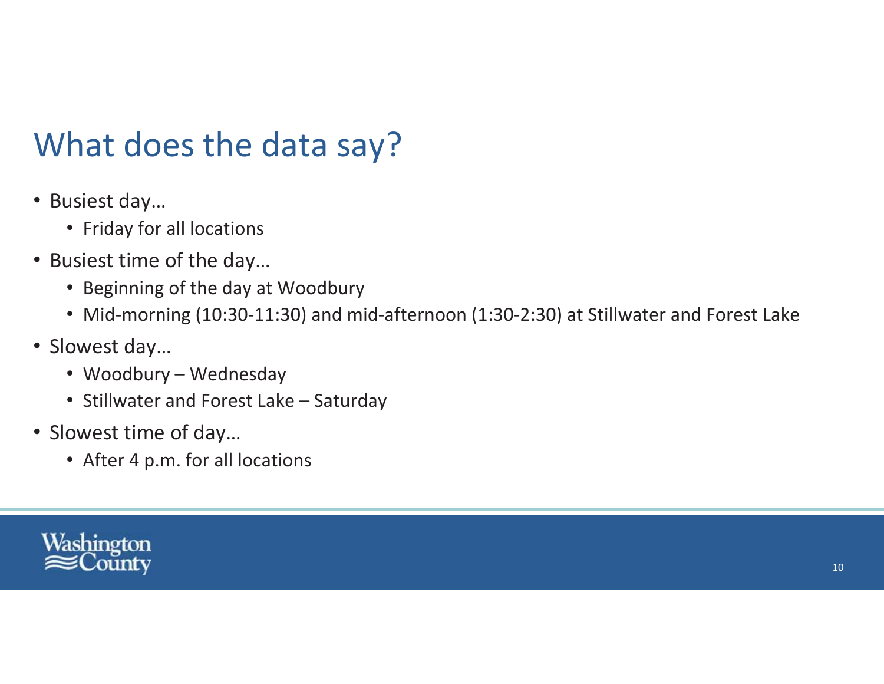# What does the data say?

- Busiest day…
  - Friday for all locations
- Busiest time of the day…
  - Beginning of the day at Woodbury
  - Mid-morning (10:30-11:30) and mid-afternoon (1:30-2:30) at Stillwater and Forest Lake
- Slowest day…
  - Woodbury – Wednesday
  - Stillwater and Forest Lake – Saturday
- Slowest time of day…
  - After 4 p.m. for all locations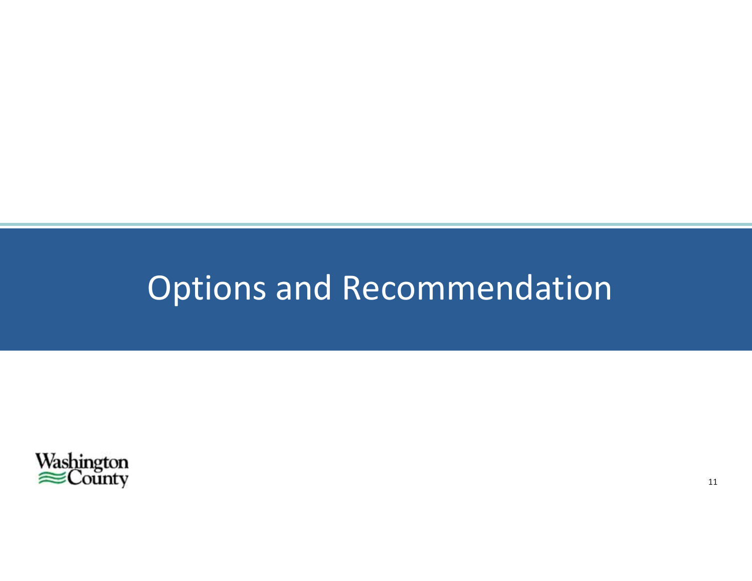# Options and Recommendation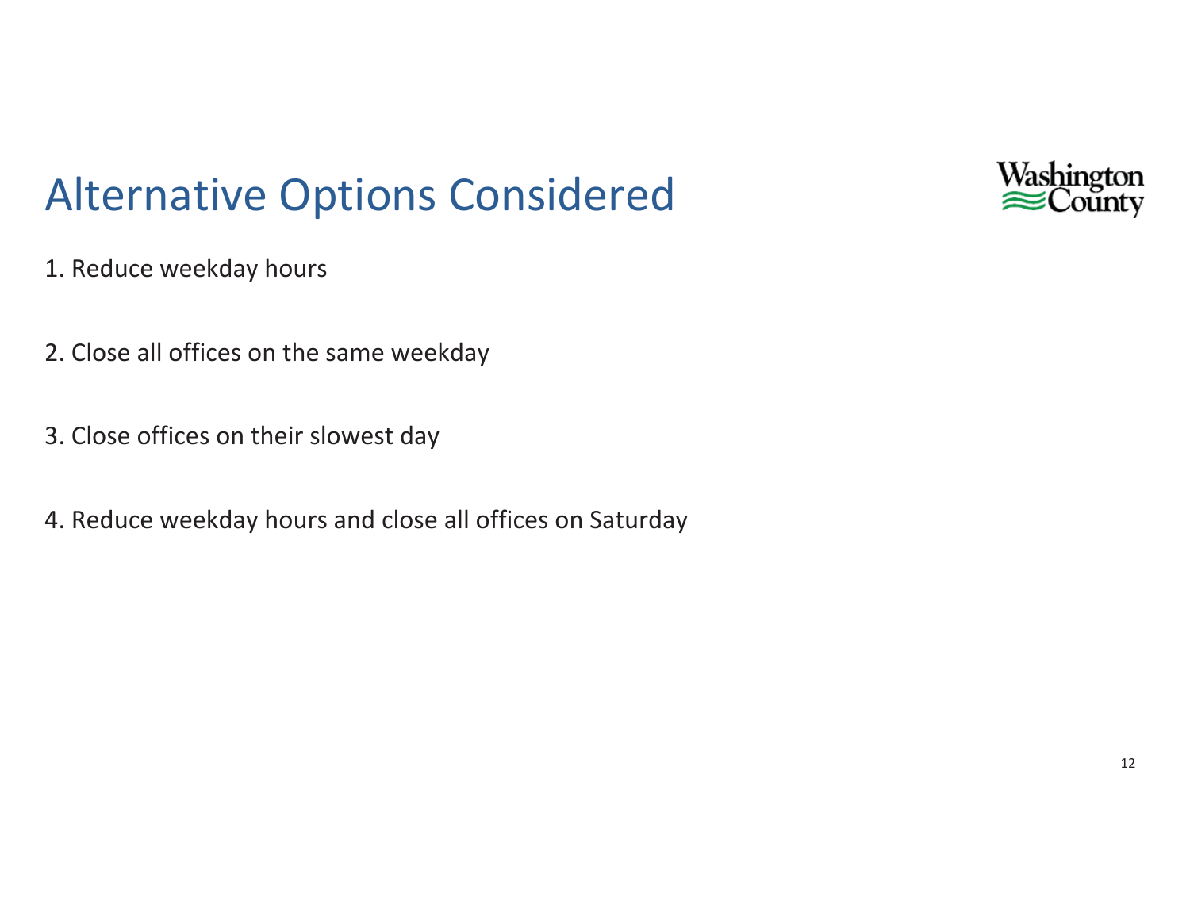# Alternative Options Considered

1. Reduce weekday hours

2. Close all offices on the same weekday

3. Close offices on their slowest day

4. Reduce weekday hours and close all offices on Saturday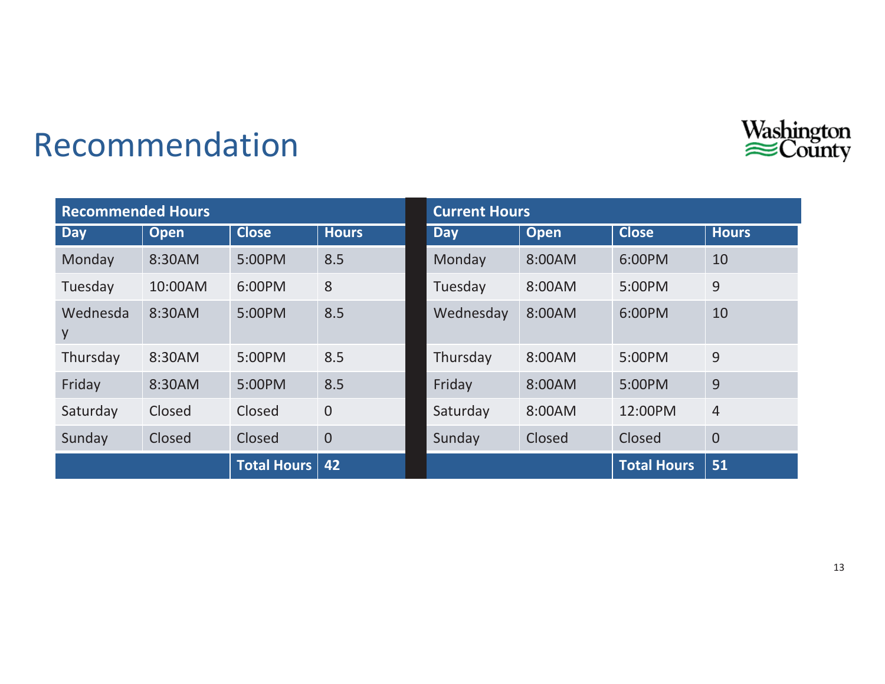# Recommendation

| Recommended Hours | | | |
|---|---|---|---|
| **Day** | **Open** | **Close** | **Hours** |
| Monday | 8:30AM | 5:00PM | 8.5 |
| Tuesday | 10:00AM | 6:00PM | 8 |
| Wednesday | 8:30AM | 5:00PM | 8.5 |
| Thursday | 8:30AM | 5:00PM | 8.5 |
| Friday | 8:30AM | 5:00PM | 8.5 |
| Saturday | Closed | Closed | 0 |
| Sunday | Closed | Closed | 0 |
| | | **Total Hours** | **42** |

| Current Hours | | | |
|---|---|---|---|
| **Day** | **Open** | **Close** | **Hours** |
| Monday | 8:00AM | 6:00PM | 10 |
| Tuesday | 8:00AM | 5:00PM | 9 |
| Wednesday | 8:00AM | 6:00PM | 10 |
| Thursday | 8:00AM | 5:00PM | 9 |
| Friday | 8:00AM | 5:00PM | 9 |
| Saturday | 8:00AM | 12:00PM | 4 |
| Sunday | Closed | Closed | 0 |
| | | **Total Hours** | **51** |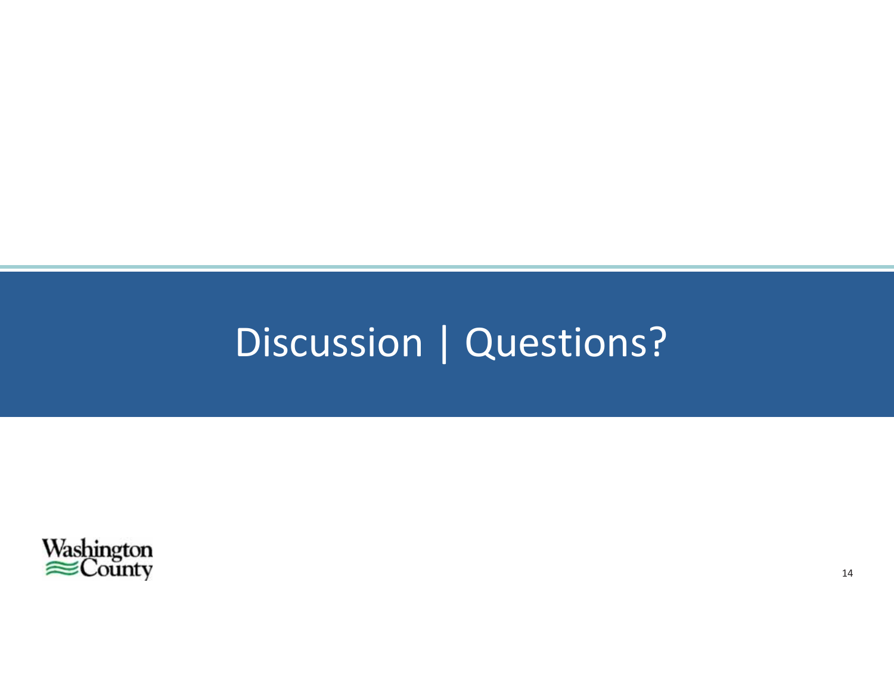# Discussion | Questions?

Washington County